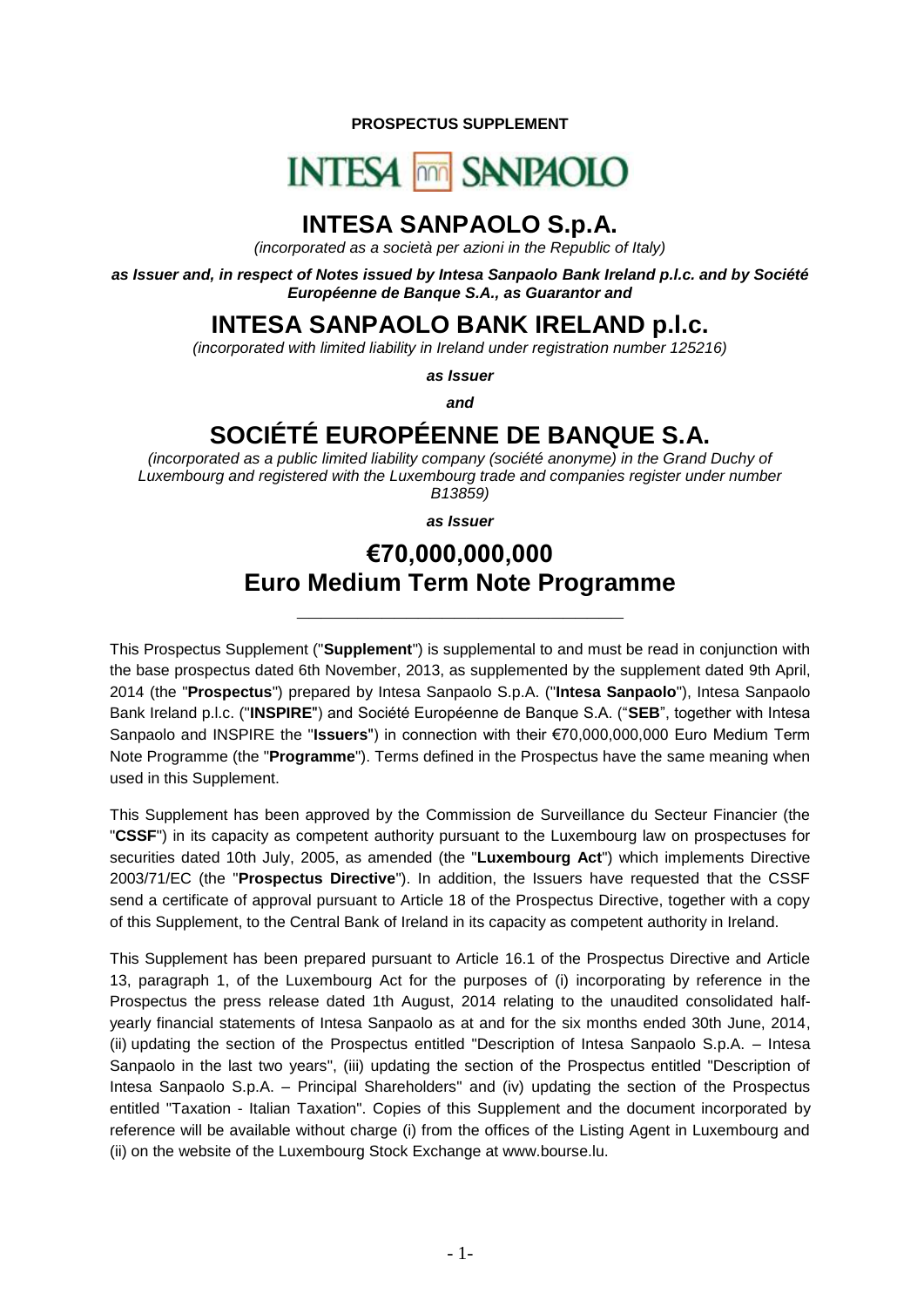**PROSPECTUS SUPPLEMENT**

INTESA SANPAOLO

# INTESA SANPAOLO S.p.A.

*(incorporated as a società per azioni in the Republic of Italy)*

***as Issuer and, in respect of Notes issued by Intesa Sanpaolo Bank Ireland p.l.c. and by Société Européenne de Banque S.A., as Guarantor and***

# INTESA SANPAOLO BANK IRELAND p.l.c.

*(incorporated with limited liability in Ireland under registration number 125216)*

***as Issuer***

***and***

# SOCIÉTÉ EUROPÉENNE DE BANQUE S.A.

*(incorporated as a public limited liability company (société anonyme) in the Grand Duchy of Luxembourg and registered with the Luxembourg trade and companies register under number B13859)*

***as Issuer***

# €70,000,000,000 Euro Medium Term Note Programme

---

This Prospectus Supplement ("**Supplement**") is supplemental to and must be read in conjunction with the base prospectus dated 6th November, 2013, as supplemented by the supplement dated 9th April, 2014 (the "**Prospectus**") prepared by Intesa Sanpaolo S.p.A. ("**Intesa Sanpaolo**"), Intesa Sanpaolo Bank Ireland p.l.c. ("**INSPIRE**") and Société Européenne de Banque S.A. ("**SEB**", together with Intesa Sanpaolo and INSPIRE the "**Issuers**") in connection with their €70,000,000,000 Euro Medium Term Note Programme (the "**Programme**"). Terms defined in the Prospectus have the same meaning when used in this Supplement.

This Supplement has been approved by the Commission de Surveillance du Secteur Financier (the "**CSSF**") in its capacity as competent authority pursuant to the Luxembourg law on prospectuses for securities dated 10th July, 2005, as amended (the "**Luxembourg Act**") which implements Directive 2003/71/EC (the "**Prospectus Directive**"). In addition, the Issuers have requested that the CSSF send a certificate of approval pursuant to Article 18 of the Prospectus Directive, together with a copy of this Supplement, to the Central Bank of Ireland in its capacity as competent authority in Ireland.

This Supplement has been prepared pursuant to Article 16.1 of the Prospectus Directive and Article 13, paragraph 1, of the Luxembourg Act for the purposes of (i) incorporating by reference in the Prospectus the press release dated 1th August, 2014 relating to the unaudited consolidated half-yearly financial statements of Intesa Sanpaolo as at and for the six months ended 30th June, 2014, (ii) updating the section of the Prospectus entitled "Description of Intesa Sanpaolo S.p.A. – Intesa Sanpaolo in the last two years", (iii) updating the section of the Prospectus entitled "Description of Intesa Sanpaolo S.p.A. – Principal Shareholders" and (iv) updating the section of the Prospectus entitled "Taxation - Italian Taxation". Copies of this Supplement and the document incorporated by reference will be available without charge (i) from the offices of the Listing Agent in Luxembourg and (ii) on the website of the Luxembourg Stock Exchange at www.bourse.lu.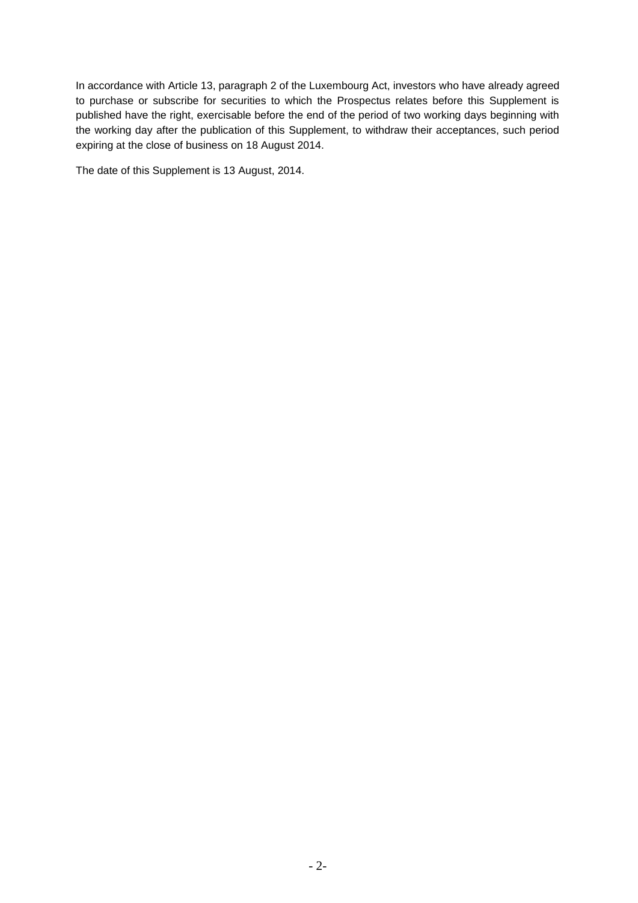In accordance with Article 13, paragraph 2 of the Luxembourg Act, investors who have already agreed to purchase or subscribe for securities to which the Prospectus relates before this Supplement is published have the right, exercisable before the end of the period of two working days beginning with the working day after the publication of this Supplement, to withdraw their acceptances, such period expiring at the close of business on 18 August 2014.

The date of this Supplement is 13 August, 2014.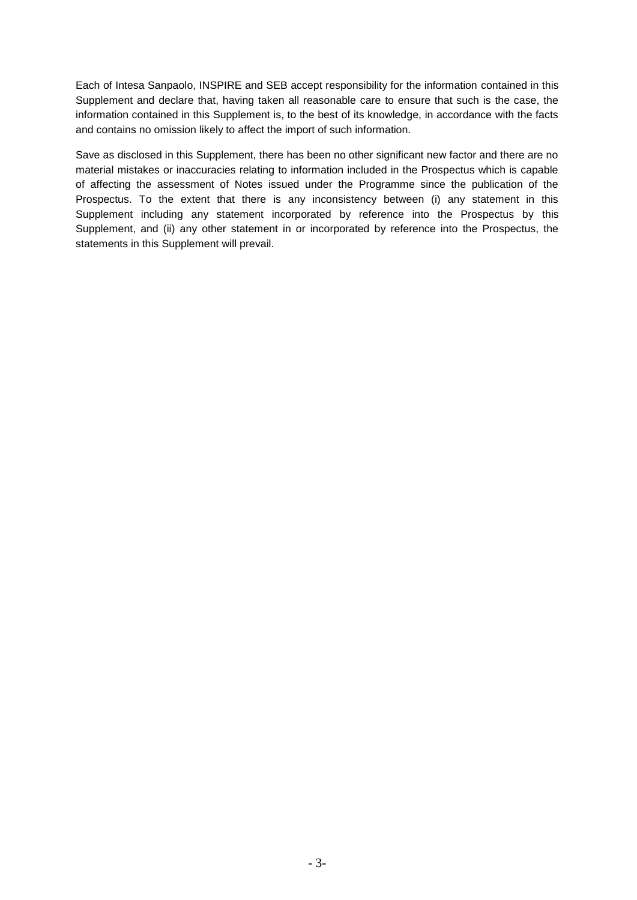Each of Intesa Sanpaolo, INSPIRE and SEB accept responsibility for the information contained in this Supplement and declare that, having taken all reasonable care to ensure that such is the case, the information contained in this Supplement is, to the best of its knowledge, in accordance with the facts and contains no omission likely to affect the import of such information.

Save as disclosed in this Supplement, there has been no other significant new factor and there are no material mistakes or inaccuracies relating to information included in the Prospectus which is capable of affecting the assessment of Notes issued under the Programme since the publication of the Prospectus. To the extent that there is any inconsistency between (i) any statement in this Supplement including any statement incorporated by reference into the Prospectus by this Supplement, and (ii) any other statement in or incorporated by reference into the Prospectus, the statements in this Supplement will prevail.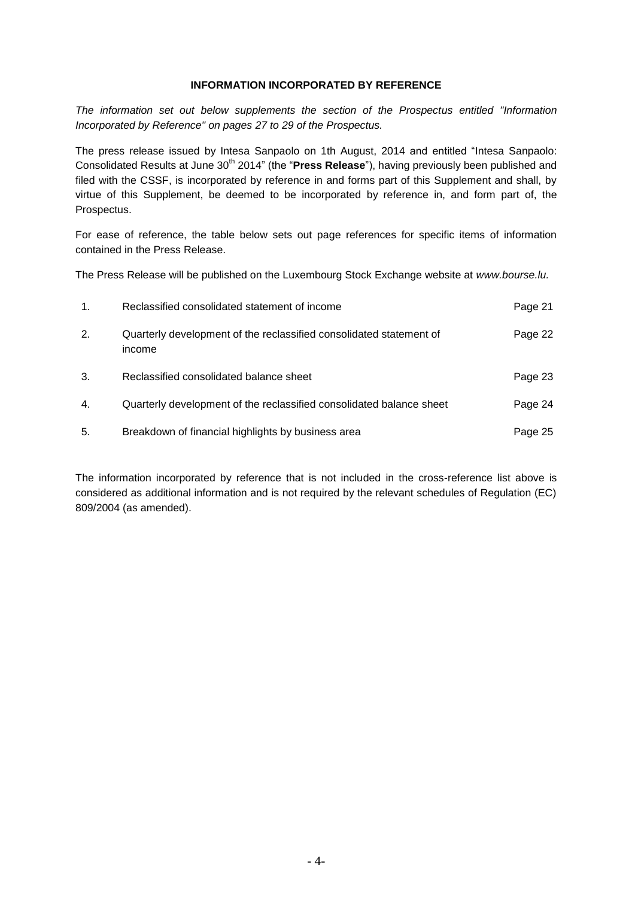## INFORMATION INCORPORATED BY REFERENCE

*The information set out below supplements the section of the Prospectus entitled "Information Incorporated by Reference" on pages 27 to 29 of the Prospectus.*

The press release issued by Intesa Sanpaolo on 1th August, 2014 and entitled "Intesa Sanpaolo: Consolidated Results at June 30th 2014" (the "**Press Release**"), having previously been published and filed with the CSSF, is incorporated by reference in and forms part of this Supplement and shall, by virtue of this Supplement, be deemed to be incorporated by reference in, and form part of, the Prospectus.

For ease of reference, the table below sets out page references for specific items of information contained in the Press Release.

The Press Release will be published on the Luxembourg Stock Exchange website at *www.bourse.lu.*

| | | |
|---|---|---|
| 1. | Reclassified consolidated statement of income | Page 21 |
| 2. | Quarterly development of the reclassified consolidated statement of income | Page 22 |
| 3. | Reclassified consolidated balance sheet | Page 23 |
| 4. | Quarterly development of the reclassified consolidated balance sheet | Page 24 |
| 5. | Breakdown of financial highlights by business area | Page 25 |

The information incorporated by reference that is not included in the cross-reference list above is considered as additional information and is not required by the relevant schedules of Regulation (EC) 809/2004 (as amended).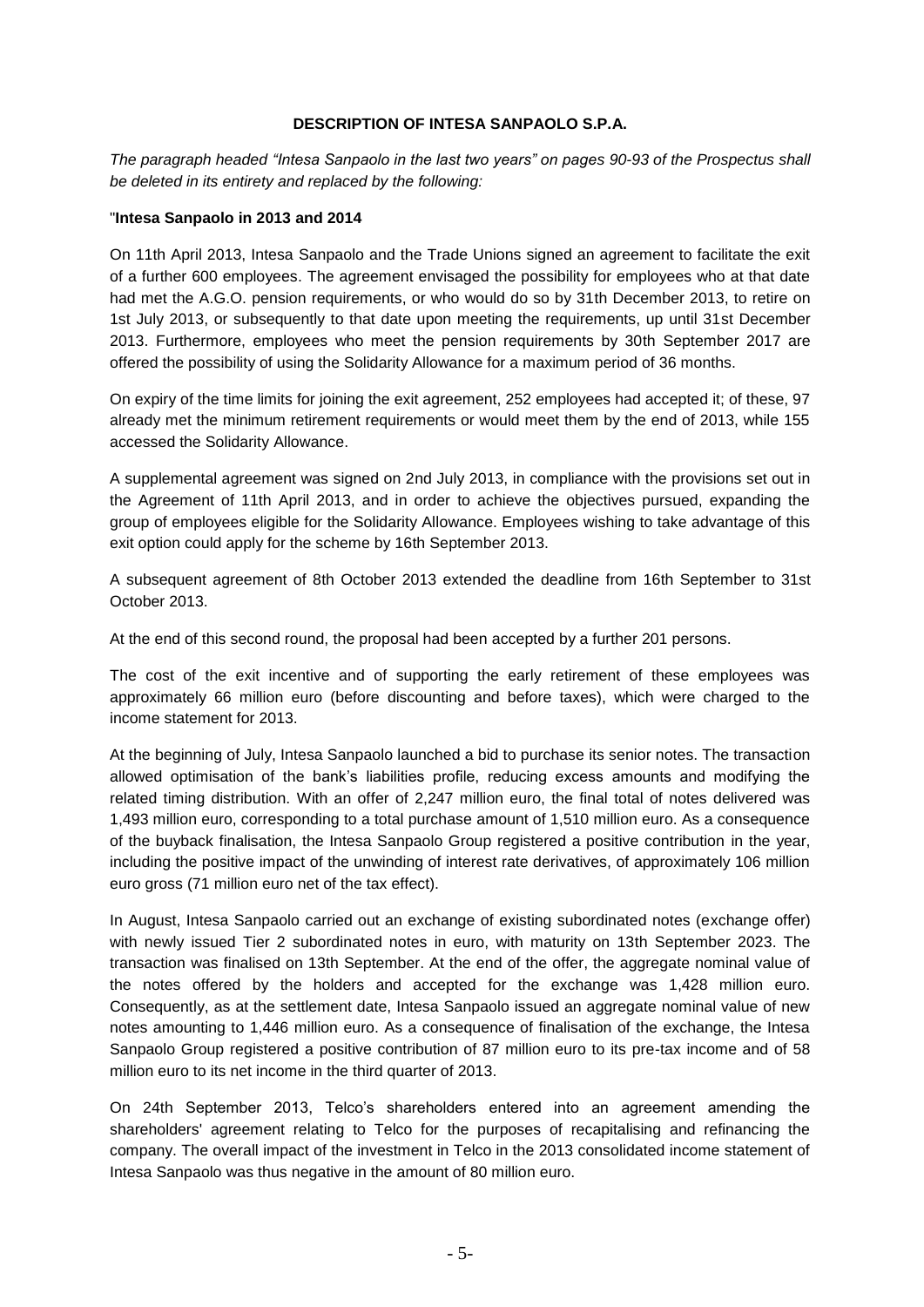## DESCRIPTION OF INTESA SANPAOLO S.P.A.

*The paragraph headed "Intesa Sanpaolo in the last two years" on pages 90-93 of the Prospectus shall be deleted in its entirety and replaced by the following:*

"**Intesa Sanpaolo in 2013 and 2014**

On 11th April 2013, Intesa Sanpaolo and the Trade Unions signed an agreement to facilitate the exit of a further 600 employees. The agreement envisaged the possibility for employees who at that date had met the A.G.O. pension requirements, or who would do so by 31th December 2013, to retire on 1st July 2013, or subsequently to that date upon meeting the requirements, up until 31st December 2013. Furthermore, employees who meet the pension requirements by 30th September 2017 are offered the possibility of using the Solidarity Allowance for a maximum period of 36 months.

On expiry of the time limits for joining the exit agreement, 252 employees had accepted it; of these, 97 already met the minimum retirement requirements or would meet them by the end of 2013, while 155 accessed the Solidarity Allowance.

A supplemental agreement was signed on 2nd July 2013, in compliance with the provisions set out in the Agreement of 11th April 2013, and in order to achieve the objectives pursued, expanding the group of employees eligible for the Solidarity Allowance. Employees wishing to take advantage of this exit option could apply for the scheme by 16th September 2013.

A subsequent agreement of 8th October 2013 extended the deadline from 16th September to 31st October 2013.

At the end of this second round, the proposal had been accepted by a further 201 persons.

The cost of the exit incentive and of supporting the early retirement of these employees was approximately 66 million euro (before discounting and before taxes), which were charged to the income statement for 2013.

At the beginning of July, Intesa Sanpaolo launched a bid to purchase its senior notes. The transaction allowed optimisation of the bank's liabilities profile, reducing excess amounts and modifying the related timing distribution. With an offer of 2,247 million euro, the final total of notes delivered was 1,493 million euro, corresponding to a total purchase amount of 1,510 million euro. As a consequence of the buyback finalisation, the Intesa Sanpaolo Group registered a positive contribution in the year, including the positive impact of the unwinding of interest rate derivatives, of approximately 106 million euro gross (71 million euro net of the tax effect).

In August, Intesa Sanpaolo carried out an exchange of existing subordinated notes (exchange offer) with newly issued Tier 2 subordinated notes in euro, with maturity on 13th September 2023. The transaction was finalised on 13th September. At the end of the offer, the aggregate nominal value of the notes offered by the holders and accepted for the exchange was 1,428 million euro. Consequently, as at the settlement date, Intesa Sanpaolo issued an aggregate nominal value of new notes amounting to 1,446 million euro. As a consequence of finalisation of the exchange, the Intesa Sanpaolo Group registered a positive contribution of 87 million euro to its pre-tax income and of 58 million euro to its net income in the third quarter of 2013.

On 24th September 2013, Telco's shareholders entered into an agreement amending the shareholders' agreement relating to Telco for the purposes of recapitalising and refinancing the company. The overall impact of the investment in Telco in the 2013 consolidated income statement of Intesa Sanpaolo was thus negative in the amount of 80 million euro.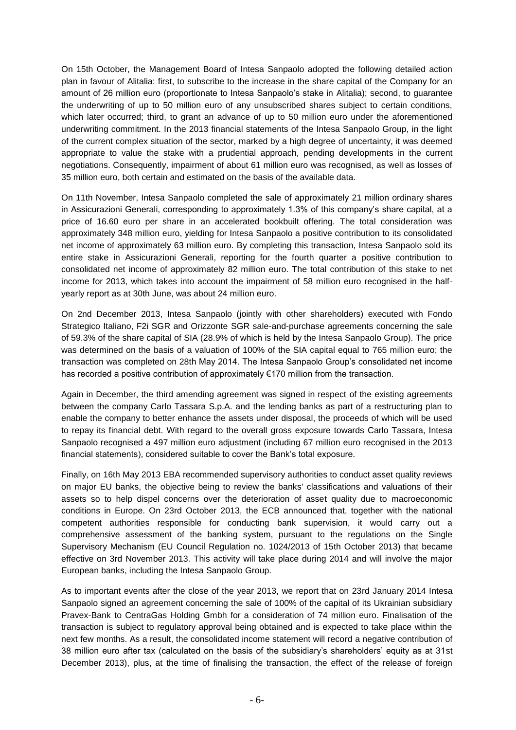On 15th October, the Management Board of Intesa Sanpaolo adopted the following detailed action plan in favour of Alitalia: first, to subscribe to the increase in the share capital of the Company for an amount of 26 million euro (proportionate to Intesa Sanpaolo's stake in Alitalia); second, to guarantee the underwriting of up to 50 million euro of any unsubscribed shares subject to certain conditions, which later occurred; third, to grant an advance of up to 50 million euro under the aforementioned underwriting commitment. In the 2013 financial statements of the Intesa Sanpaolo Group, in the light of the current complex situation of the sector, marked by a high degree of uncertainty, it was deemed appropriate to value the stake with a prudential approach, pending developments in the current negotiations. Consequently, impairment of about 61 million euro was recognised, as well as losses of 35 million euro, both certain and estimated on the basis of the available data.

On 11th November, Intesa Sanpaolo completed the sale of approximately 21 million ordinary shares in Assicurazioni Generali, corresponding to approximately 1.3% of this company's share capital, at a price of 16.60 euro per share in an accelerated bookbuilt offering. The total consideration was approximately 348 million euro, yielding for Intesa Sanpaolo a positive contribution to its consolidated net income of approximately 63 million euro. By completing this transaction, Intesa Sanpaolo sold its entire stake in Assicurazioni Generali, reporting for the fourth quarter a positive contribution to consolidated net income of approximately 82 million euro. The total contribution of this stake to net income for 2013, which takes into account the impairment of 58 million euro recognised in the half-yearly report as at 30th June, was about 24 million euro.

On 2nd December 2013, Intesa Sanpaolo (jointly with other shareholders) executed with Fondo Strategico Italiano, F2i SGR and Orizzonte SGR sale-and-purchase agreements concerning the sale of 59.3% of the share capital of SIA (28.9% of which is held by the Intesa Sanpaolo Group). The price was determined on the basis of a valuation of 100% of the SIA capital equal to 765 million euro; the transaction was completed on 28th May 2014. The Intesa Sanpaolo Group's consolidated net income has recorded a positive contribution of approximately €170 million from the transaction.

Again in December, the third amending agreement was signed in respect of the existing agreements between the company Carlo Tassara S.p.A. and the lending banks as part of a restructuring plan to enable the company to better enhance the assets under disposal, the proceeds of which will be used to repay its financial debt. With regard to the overall gross exposure towards Carlo Tassara, Intesa Sanpaolo recognised a 497 million euro adjustment (including 67 million euro recognised in the 2013 financial statements), considered suitable to cover the Bank's total exposure.

Finally, on 16th May 2013 EBA recommended supervisory authorities to conduct asset quality reviews on major EU banks, the objective being to review the banks' classifications and valuations of their assets so to help dispel concerns over the deterioration of asset quality due to macroeconomic conditions in Europe. On 23rd October 2013, the ECB announced that, together with the national competent authorities responsible for conducting bank supervision, it would carry out a comprehensive assessment of the banking system, pursuant to the regulations on the Single Supervisory Mechanism (EU Council Regulation no. 1024/2013 of 15th October 2013) that became effective on 3rd November 2013. This activity will take place during 2014 and will involve the major European banks, including the Intesa Sanpaolo Group.

As to important events after the close of the year 2013, we report that on 23rd January 2014 Intesa Sanpaolo signed an agreement concerning the sale of 100% of the capital of its Ukrainian subsidiary Pravex-Bank to CentraGas Holding Gmbh for a consideration of 74 million euro. Finalisation of the transaction is subject to regulatory approval being obtained and is expected to take place within the next few months. As a result, the consolidated income statement will record a negative contribution of 38 million euro after tax (calculated on the basis of the subsidiary's shareholders' equity as at 31st December 2013), plus, at the time of finalising the transaction, the effect of the release of foreign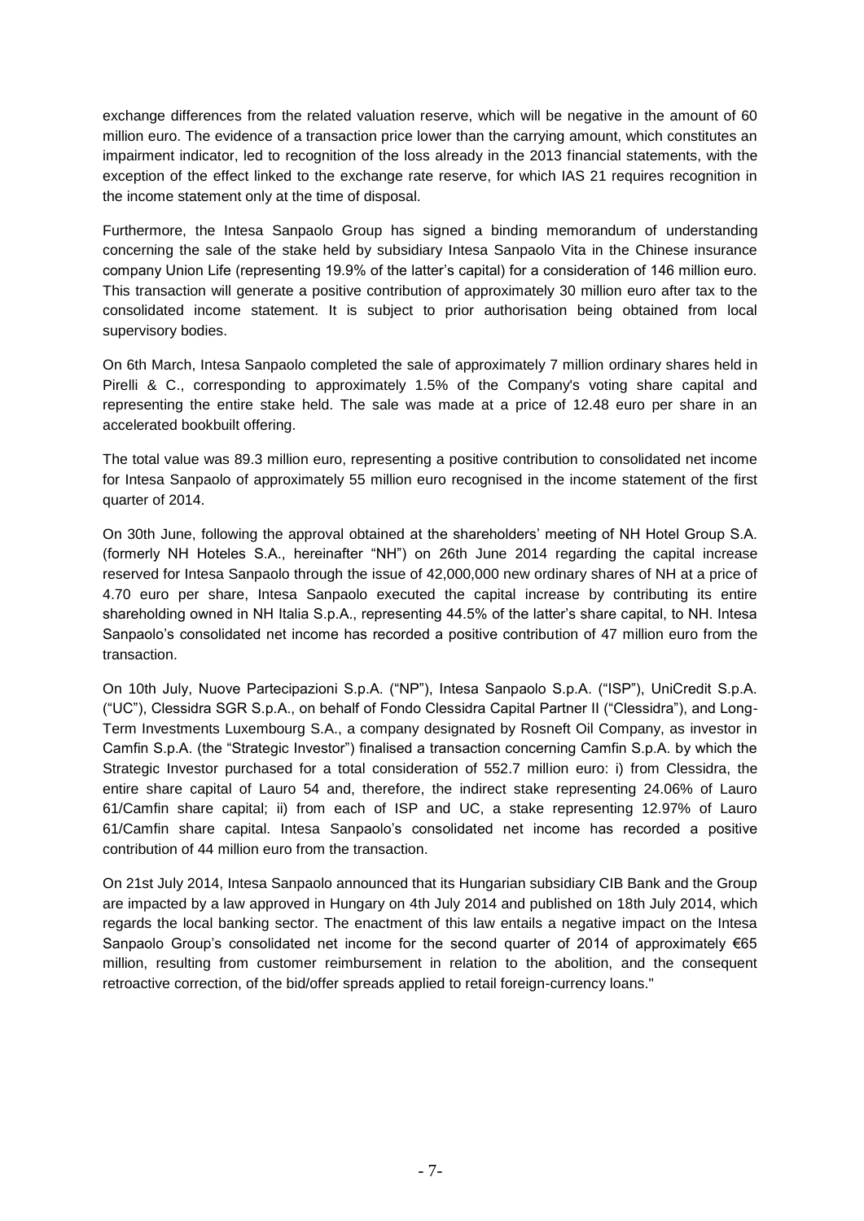exchange differences from the related valuation reserve, which will be negative in the amount of 60 million euro. The evidence of a transaction price lower than the carrying amount, which constitutes an impairment indicator, led to recognition of the loss already in the 2013 financial statements, with the exception of the effect linked to the exchange rate reserve, for which IAS 21 requires recognition in the income statement only at the time of disposal.

Furthermore, the Intesa Sanpaolo Group has signed a binding memorandum of understanding concerning the sale of the stake held by subsidiary Intesa Sanpaolo Vita in the Chinese insurance company Union Life (representing 19.9% of the latter's capital) for a consideration of 146 million euro. This transaction will generate a positive contribution of approximately 30 million euro after tax to the consolidated income statement. It is subject to prior authorisation being obtained from local supervisory bodies.

On 6th March, Intesa Sanpaolo completed the sale of approximately 7 million ordinary shares held in Pirelli & C., corresponding to approximately 1.5% of the Company's voting share capital and representing the entire stake held. The sale was made at a price of 12.48 euro per share in an accelerated bookbuilt offering.

The total value was 89.3 million euro, representing a positive contribution to consolidated net income for Intesa Sanpaolo of approximately 55 million euro recognised in the income statement of the first quarter of 2014.

On 30th June, following the approval obtained at the shareholders' meeting of NH Hotel Group S.A. (formerly NH Hoteles S.A., hereinafter "NH") on 26th June 2014 regarding the capital increase reserved for Intesa Sanpaolo through the issue of 42,000,000 new ordinary shares of NH at a price of 4.70 euro per share, Intesa Sanpaolo executed the capital increase by contributing its entire shareholding owned in NH Italia S.p.A., representing 44.5% of the latter's share capital, to NH. Intesa Sanpaolo's consolidated net income has recorded a positive contribution of 47 million euro from the transaction.

On 10th July, Nuove Partecipazioni S.p.A. ("NP"), Intesa Sanpaolo S.p.A. ("ISP"), UniCredit S.p.A. ("UC"), Clessidra SGR S.p.A., on behalf of Fondo Clessidra Capital Partner II ("Clessidra"), and Long-Term Investments Luxembourg S.A., a company designated by Rosneft Oil Company, as investor in Camfin S.p.A. (the "Strategic Investor") finalised a transaction concerning Camfin S.p.A. by which the Strategic Investor purchased for a total consideration of 552.7 million euro: i) from Clessidra, the entire share capital of Lauro 54 and, therefore, the indirect stake representing 24.06% of Lauro 61/Camfin share capital; ii) from each of ISP and UC, a stake representing 12.97% of Lauro 61/Camfin share capital. Intesa Sanpaolo's consolidated net income has recorded a positive contribution of 44 million euro from the transaction.

On 21st July 2014, Intesa Sanpaolo announced that its Hungarian subsidiary CIB Bank and the Group are impacted by a law approved in Hungary on 4th July 2014 and published on 18th July 2014, which regards the local banking sector. The enactment of this law entails a negative impact on the Intesa Sanpaolo Group's consolidated net income for the second quarter of 2014 of approximately €65 million, resulting from customer reimbursement in relation to the abolition, and the consequent retroactive correction, of the bid/offer spreads applied to retail foreign-currency loans."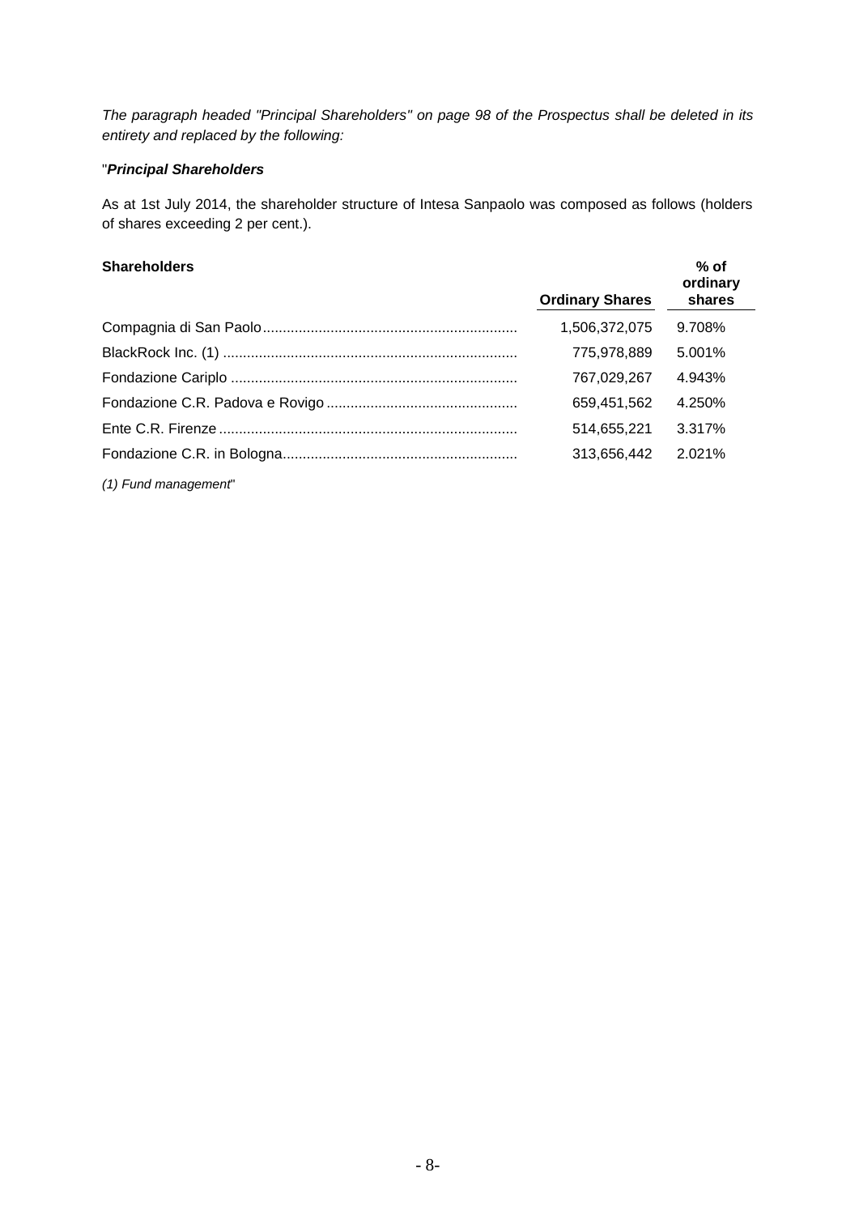*The paragraph headed "Principal Shareholders" on page 98 of the Prospectus shall be deleted in its entirety and replaced by the following:*

"***Principal Shareholders***

As at 1st July 2014, the shareholder structure of Intesa Sanpaolo was composed as follows (holders of shares exceeding 2 per cent.).

| **Shareholders** | **Ordinary Shares** | **% of ordinary shares** |
|---|---|---|
| Compagnia di San Paolo | 1,506,372,075 | 9.708% |
| BlackRock Inc. (1) | 775,978,889 | 5.001% |
| Fondazione Cariplo | 767,029,267 | 4.943% |
| Fondazione C.R. Padova e Rovigo | 659,451,562 | 4.250% |
| Ente C.R. Firenze | 514,655,221 | 3.317% |
| Fondazione C.R. in Bologna | 313,656,442 | 2.021% |

*(1) Fund management*"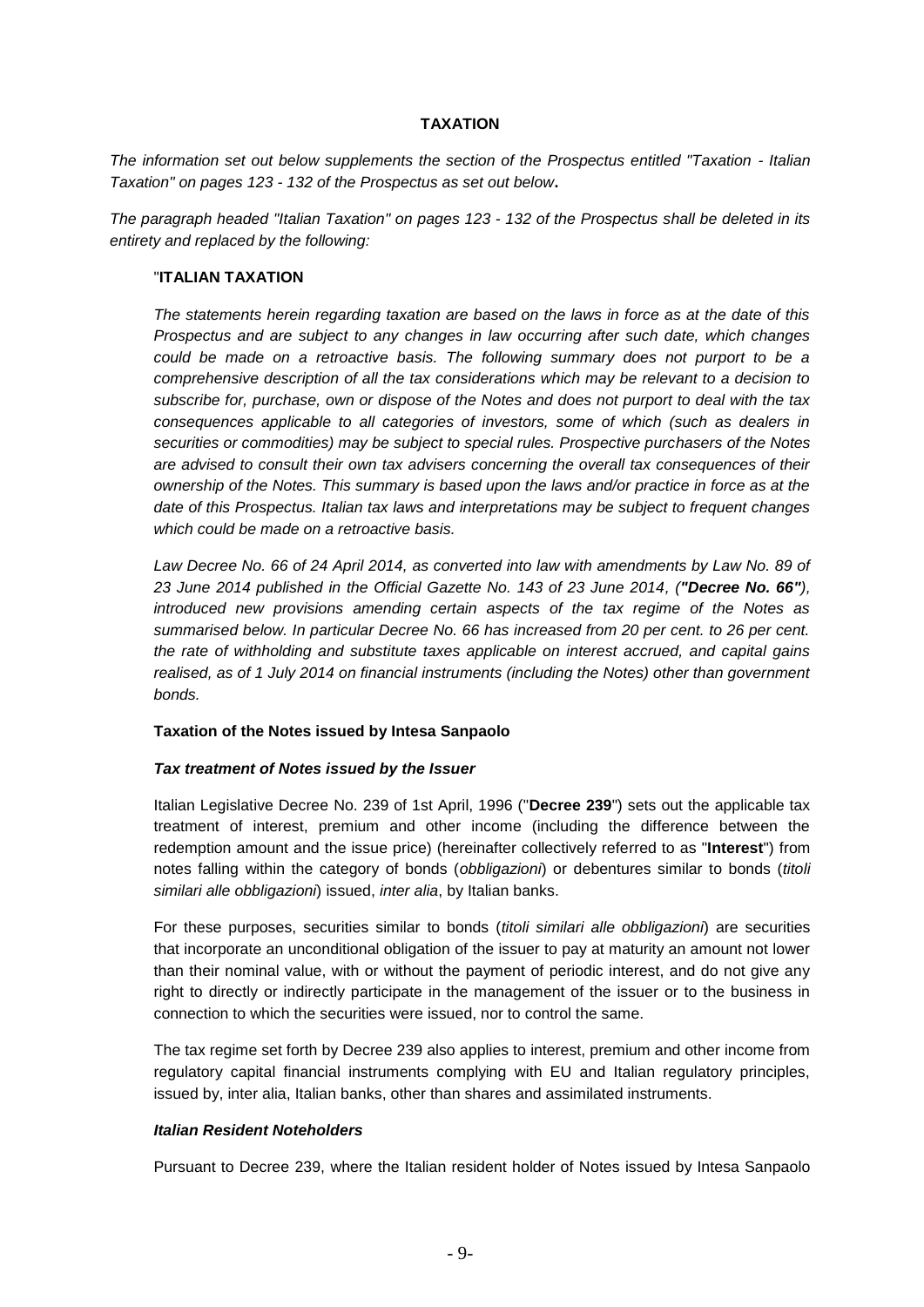## TAXATION

*The information set out below supplements the section of the Prospectus entitled "Taxation - Italian Taxation" on pages 123 - 132 of the Prospectus as set out below***.**

*The paragraph headed "Italian Taxation" on pages 123 - 132 of the Prospectus shall be deleted in its entirety and replaced by the following:*

"**ITALIAN TAXATION**

*The statements herein regarding taxation are based on the laws in force as at the date of this Prospectus and are subject to any changes in law occurring after such date, which changes could be made on a retroactive basis. The following summary does not purport to be a comprehensive description of all the tax considerations which may be relevant to a decision to subscribe for, purchase, own or dispose of the Notes and does not purport to deal with the tax consequences applicable to all categories of investors, some of which (such as dealers in securities or commodities) may be subject to special rules. Prospective purchasers of the Notes are advised to consult their own tax advisers concerning the overall tax consequences of their ownership of the Notes. This summary is based upon the laws and/or practice in force as at the date of this Prospectus. Italian tax laws and interpretations may be subject to frequent changes which could be made on a retroactive basis.*

*Law Decree No. 66 of 24 April 2014, as converted into law with amendments by Law No. 89 of 23 June 2014 published in the Official Gazette No. 143 of 23 June 2014, (**"Decree No. 66"**), introduced new provisions amending certain aspects of the tax regime of the Notes as summarised below. In particular Decree No. 66 has increased from 20 per cent. to 26 per cent. the rate of withholding and substitute taxes applicable on interest accrued, and capital gains realised, as of 1 July 2014 on financial instruments (including the Notes) other than government bonds.*

**Taxation of the Notes issued by Intesa Sanpaolo**

***Tax treatment of Notes issued by the Issuer***

Italian Legislative Decree No. 239 of 1st April, 1996 ("**Decree 239**") sets out the applicable tax treatment of interest, premium and other income (including the difference between the redemption amount and the issue price) (hereinafter collectively referred to as "**Interest**") from notes falling within the category of bonds (*obbligazioni*) or debentures similar to bonds (*titoli similari alle obbligazioni*) issued, *inter alia*, by Italian banks.

For these purposes, securities similar to bonds (*titoli similari alle obbligazioni*) are securities that incorporate an unconditional obligation of the issuer to pay at maturity an amount not lower than their nominal value, with or without the payment of periodic interest, and do not give any right to directly or indirectly participate in the management of the issuer or to the business in connection to which the securities were issued, nor to control the same.

The tax regime set forth by Decree 239 also applies to interest, premium and other income from regulatory capital financial instruments complying with EU and Italian regulatory principles, issued by, inter alia, Italian banks, other than shares and assimilated instruments.

***Italian Resident Noteholders***

Pursuant to Decree 239, where the Italian resident holder of Notes issued by Intesa Sanpaolo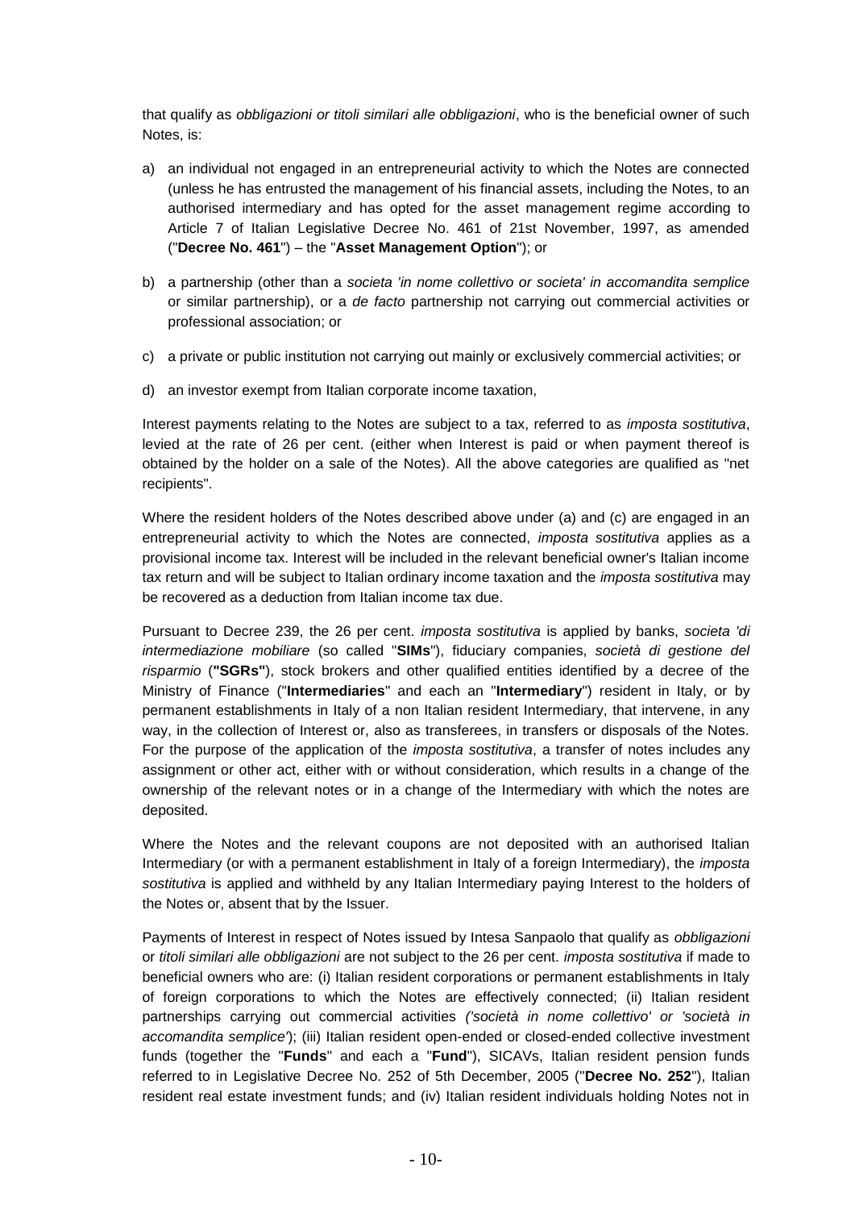that qualify as *obbligazioni or titoli similari alle obbligazioni*, who is the beneficial owner of such Notes, is:

a) an individual not engaged in an entrepreneurial activity to which the Notes are connected (unless he has entrusted the management of his financial assets, including the Notes, to an authorised intermediary and has opted for the asset management regime according to Article 7 of Italian Legislative Decree No. 461 of 21st November, 1997, as amended ("**Decree No. 461**") – the "**Asset Management Option**"); or

b) a partnership (other than a *societa 'in nome collettivo or societa' in accomandita semplice* or similar partnership), or a *de facto* partnership not carrying out commercial activities or professional association; or

c) a private or public institution not carrying out mainly or exclusively commercial activities; or

d) an investor exempt from Italian corporate income taxation,

Interest payments relating to the Notes are subject to a tax, referred to as *imposta sostitutiva*, levied at the rate of 26 per cent. (either when Interest is paid or when payment thereof is obtained by the holder on a sale of the Notes). All the above categories are qualified as "net recipients".

Where the resident holders of the Notes described above under (a) and (c) are engaged in an entrepreneurial activity to which the Notes are connected, *imposta sostitutiva* applies as a provisional income tax. Interest will be included in the relevant beneficial owner's Italian income tax return and will be subject to Italian ordinary income taxation and the *imposta sostitutiva* may be recovered as a deduction from Italian income tax due.

Pursuant to Decree 239, the 26 per cent. *imposta sostitutiva* is applied by banks, *societa 'di intermediazione mobiliare* (so called "**SIMs**"), fiduciary companies, *società di gestione del risparmio* (**"SGRs"**), stock brokers and other qualified entities identified by a decree of the Ministry of Finance ("**Intermediaries**" and each an "**Intermediary**") resident in Italy, or by permanent establishments in Italy of a non Italian resident Intermediary, that intervene, in any way, in the collection of Interest or, also as transferees, in transfers or disposals of the Notes. For the purpose of the application of the *imposta sostitutiva*, a transfer of notes includes any assignment or other act, either with or without consideration, which results in a change of the ownership of the relevant notes or in a change of the Intermediary with which the notes are deposited.

Where the Notes and the relevant coupons are not deposited with an authorised Italian Intermediary (or with a permanent establishment in Italy of a foreign Intermediary), the *imposta sostitutiva* is applied and withheld by any Italian Intermediary paying Interest to the holders of the Notes or, absent that by the Issuer.

Payments of Interest in respect of Notes issued by Intesa Sanpaolo that qualify as *obbligazioni* or *titoli similari alle obbligazioni* are not subject to the 26 per cent. *imposta sostitutiva* if made to beneficial owners who are: (i) Italian resident corporations or permanent establishments in Italy of foreign corporations to which the Notes are effectively connected; (ii) Italian resident partnerships carrying out commercial activities *('società in nome collettivo' or 'società in accomandita semplice'*); (iii) Italian resident open-ended or closed-ended collective investment funds (together the "**Funds**" and each a "**Fund**"), SICAVs, Italian resident pension funds referred to in Legislative Decree No. 252 of 5th December, 2005 ("**Decree No. 252**"), Italian resident real estate investment funds; and (iv) Italian resident individuals holding Notes not in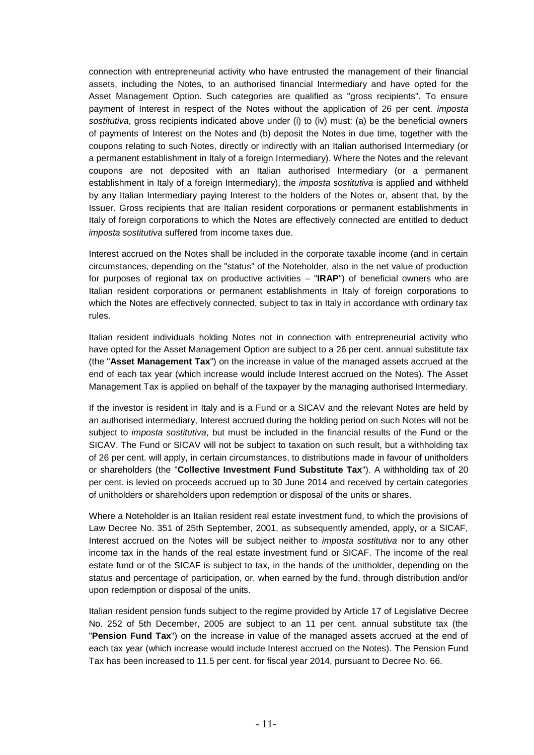connection with entrepreneurial activity who have entrusted the management of their financial assets, including the Notes, to an authorised financial Intermediary and have opted for the Asset Management Option. Such categories are qualified as "gross recipients". To ensure payment of Interest in respect of the Notes without the application of 26 per cent. *imposta sostitutiva*, gross recipients indicated above under (i) to (iv) must: (a) be the beneficial owners of payments of Interest on the Notes and (b) deposit the Notes in due time, together with the coupons relating to such Notes, directly or indirectly with an Italian authorised Intermediary (or a permanent establishment in Italy of a foreign Intermediary). Where the Notes and the relevant coupons are not deposited with an Italian authorised Intermediary (or a permanent establishment in Italy of a foreign Intermediary), the *imposta sostitutiva* is applied and withheld by any Italian Intermediary paying Interest to the holders of the Notes or, absent that, by the Issuer. Gross recipients that are Italian resident corporations or permanent establishments in Italy of foreign corporations to which the Notes are effectively connected are entitled to deduct *imposta sostitutiva* suffered from income taxes due.

Interest accrued on the Notes shall be included in the corporate taxable income (and in certain circumstances, depending on the "status" of the Noteholder, also in the net value of production for purposes of regional tax on productive activities – "**IRAP**") of beneficial owners who are Italian resident corporations or permanent establishments in Italy of foreign corporations to which the Notes are effectively connected, subject to tax in Italy in accordance with ordinary tax rules.

Italian resident individuals holding Notes not in connection with entrepreneurial activity who have opted for the Asset Management Option are subject to a 26 per cent. annual substitute tax (the "**Asset Management Tax**") on the increase in value of the managed assets accrued at the end of each tax year (which increase would include Interest accrued on the Notes). The Asset Management Tax is applied on behalf of the taxpayer by the managing authorised Intermediary.

If the investor is resident in Italy and is a Fund or a SICAV and the relevant Notes are held by an authorised intermediary, Interest accrued during the holding period on such Notes will not be subject to *imposta sostitutiva*, but must be included in the financial results of the Fund or the SICAV. The Fund or SICAV will not be subject to taxation on such result, but a withholding tax of 26 per cent. will apply, in certain circumstances, to distributions made in favour of unitholders or shareholders (the "**Collective Investment Fund Substitute Tax**"). A withholding tax of 20 per cent. is levied on proceeds accrued up to 30 June 2014 and received by certain categories of unitholders or shareholders upon redemption or disposal of the units or shares.

Where a Noteholder is an Italian resident real estate investment fund, to which the provisions of Law Decree No. 351 of 25th September, 2001, as subsequently amended, apply, or a SICAF, Interest accrued on the Notes will be subject neither to *imposta sostitutiva* nor to any other income tax in the hands of the real estate investment fund or SICAF. The income of the real estate fund or of the SICAF is subject to tax, in the hands of the unitholder, depending on the status and percentage of participation, or, when earned by the fund, through distribution and/or upon redemption or disposal of the units.

Italian resident pension funds subject to the regime provided by Article 17 of Legislative Decree No. 252 of 5th December, 2005 are subject to an 11 per cent. annual substitute tax (the "**Pension Fund Tax**") on the increase in value of the managed assets accrued at the end of each tax year (which increase would include Interest accrued on the Notes). The Pension Fund Tax has been increased to 11.5 per cent. for fiscal year 2014, pursuant to Decree No. 66.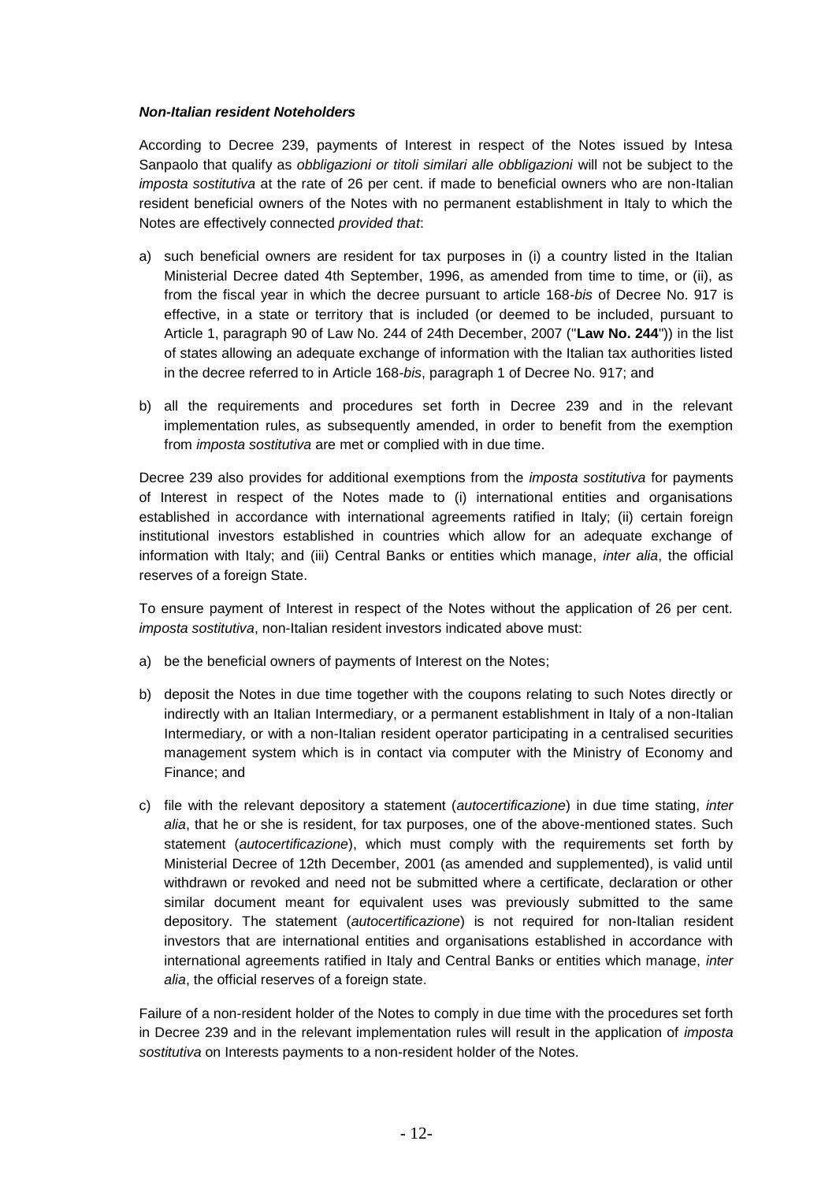***Non-Italian resident Noteholders***

According to Decree 239, payments of Interest in respect of the Notes issued by Intesa Sanpaolo that qualify as *obbligazioni or titoli similari alle obbligazioni* will not be subject to the *imposta sostitutiva* at the rate of 26 per cent. if made to beneficial owners who are non-Italian resident beneficial owners of the Notes with no permanent establishment in Italy to which the Notes are effectively connected *provided that*:

a) such beneficial owners are resident for tax purposes in (i) a country listed in the Italian Ministerial Decree dated 4th September, 1996, as amended from time to time, or (ii), as from the fiscal year in which the decree pursuant to article 168-*bis* of Decree No. 917 is effective, in a state or territory that is included (or deemed to be included, pursuant to Article 1, paragraph 90 of Law No. 244 of 24th December, 2007 ("**Law No. 244**")) in the list of states allowing an adequate exchange of information with the Italian tax authorities listed in the decree referred to in Article 168-*bis*, paragraph 1 of Decree No. 917; and

b) all the requirements and procedures set forth in Decree 239 and in the relevant implementation rules, as subsequently amended, in order to benefit from the exemption from *imposta sostitutiva* are met or complied with in due time.

Decree 239 also provides for additional exemptions from the *imposta sostitutiva* for payments of Interest in respect of the Notes made to (i) international entities and organisations established in accordance with international agreements ratified in Italy; (ii) certain foreign institutional investors established in countries which allow for an adequate exchange of information with Italy; and (iii) Central Banks or entities which manage, *inter alia*, the official reserves of a foreign State.

To ensure payment of Interest in respect of the Notes without the application of 26 per cent. *imposta sostitutiva*, non-Italian resident investors indicated above must:

a) be the beneficial owners of payments of Interest on the Notes;

b) deposit the Notes in due time together with the coupons relating to such Notes directly or indirectly with an Italian Intermediary, or a permanent establishment in Italy of a non-Italian Intermediary, or with a non-Italian resident operator participating in a centralised securities management system which is in contact via computer with the Ministry of Economy and Finance; and

c) file with the relevant depository a statement (*autocertificazione*) in due time stating, *inter alia*, that he or she is resident, for tax purposes, one of the above-mentioned states. Such statement (*autocertificazione*), which must comply with the requirements set forth by Ministerial Decree of 12th December, 2001 (as amended and supplemented), is valid until withdrawn or revoked and need not be submitted where a certificate, declaration or other similar document meant for equivalent uses was previously submitted to the same depository. The statement (*autocertificazione*) is not required for non-Italian resident investors that are international entities and organisations established in accordance with international agreements ratified in Italy and Central Banks or entities which manage, *inter alia*, the official reserves of a foreign state.

Failure of a non-resident holder of the Notes to comply in due time with the procedures set forth in Decree 239 and in the relevant implementation rules will result in the application of *imposta sostitutiva* on Interests payments to a non-resident holder of the Notes.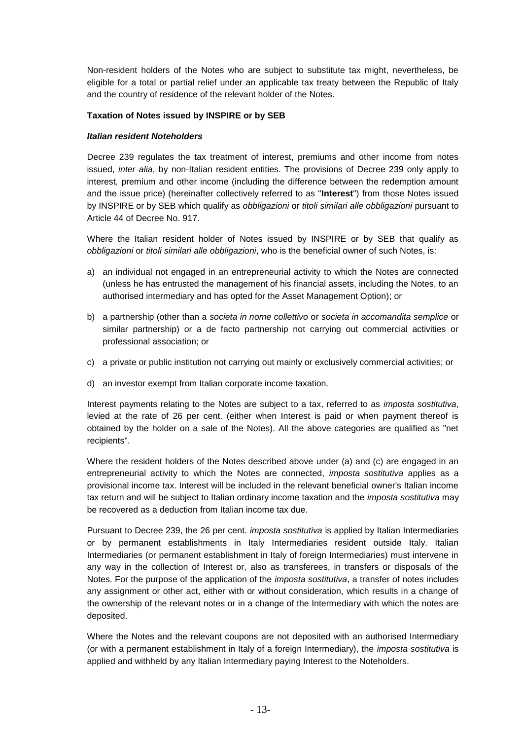Non-resident holders of the Notes who are subject to substitute tax might, nevertheless, be eligible for a total or partial relief under an applicable tax treaty between the Republic of Italy and the country of residence of the relevant holder of the Notes.

**Taxation of Notes issued by INSPIRE or by SEB**

***Italian resident Noteholders***

Decree 239 regulates the tax treatment of interest, premiums and other income from notes issued, *inter alia*, by non-Italian resident entities. The provisions of Decree 239 only apply to interest, premium and other income (including the difference between the redemption amount and the issue price) (hereinafter collectively referred to as "**Interest**") from those Notes issued by INSPIRE or by SEB which qualify as *obbligazioni* or *titoli similari alle obbligazioni* pursuant to Article 44 of Decree No. 917.

Where the Italian resident holder of Notes issued by INSPIRE or by SEB that qualify as *obbligazioni* or *titoli similari alle obbligazioni*, who is the beneficial owner of such Notes, is:

a) an individual not engaged in an entrepreneurial activity to which the Notes are connected (unless he has entrusted the management of his financial assets, including the Notes, to an authorised intermediary and has opted for the Asset Management Option); or

b) a partnership (other than a *societa in nome collettivo* or *societa in accomandita semplice* or similar partnership) or a de facto partnership not carrying out commercial activities or professional association; or

c) a private or public institution not carrying out mainly or exclusively commercial activities; or

d) an investor exempt from Italian corporate income taxation.

Interest payments relating to the Notes are subject to a tax, referred to as *imposta sostitutiva*, levied at the rate of 26 per cent. (either when Interest is paid or when payment thereof is obtained by the holder on a sale of the Notes). All the above categories are qualified as "net recipients".

Where the resident holders of the Notes described above under (a) and (c) are engaged in an entrepreneurial activity to which the Notes are connected, *imposta sostitutiva* applies as a provisional income tax. Interest will be included in the relevant beneficial owner's Italian income tax return and will be subject to Italian ordinary income taxation and the *imposta sostitutiva* may be recovered as a deduction from Italian income tax due.

Pursuant to Decree 239, the 26 per cent. *imposta sostitutiva* is applied by Italian Intermediaries or by permanent establishments in Italy Intermediaries resident outside Italy. Italian Intermediaries (or permanent establishment in Italy of foreign Intermediaries) must intervene in any way in the collection of Interest or, also as transferees, in transfers or disposals of the Notes. For the purpose of the application of the *imposta sostitutiva*, a transfer of notes includes any assignment or other act, either with or without consideration, which results in a change of the ownership of the relevant notes or in a change of the Intermediary with which the notes are deposited.

Where the Notes and the relevant coupons are not deposited with an authorised Intermediary (or with a permanent establishment in Italy of a foreign Intermediary), the *imposta sostitutiva* is applied and withheld by any Italian Intermediary paying Interest to the Noteholders.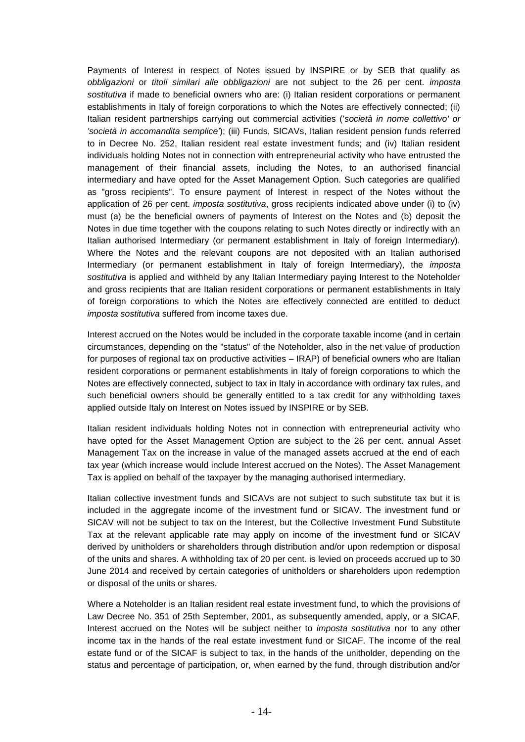Payments of Interest in respect of Notes issued by INSPIRE or by SEB that qualify as *obbligazioni* or *titoli similari alle obbligazioni* are not subject to the 26 per cent. *imposta sostitutiva* if made to beneficial owners who are: (i) Italian resident corporations or permanent establishments in Italy of foreign corporations to which the Notes are effectively connected; (ii) Italian resident partnerships carrying out commercial activities ('*società in nome collettivo' or 'società in accomandita semplice'*); (iii) Funds, SICAVs, Italian resident pension funds referred to in Decree No. 252, Italian resident real estate investment funds; and (iv) Italian resident individuals holding Notes not in connection with entrepreneurial activity who have entrusted the management of their financial assets, including the Notes, to an authorised financial intermediary and have opted for the Asset Management Option. Such categories are qualified as "gross recipients". To ensure payment of Interest in respect of the Notes without the application of 26 per cent. *imposta sostitutiva*, gross recipients indicated above under (i) to (iv) must (a) be the beneficial owners of payments of Interest on the Notes and (b) deposit the Notes in due time together with the coupons relating to such Notes directly or indirectly with an Italian authorised Intermediary (or permanent establishment in Italy of foreign Intermediary). Where the Notes and the relevant coupons are not deposited with an Italian authorised Intermediary (or permanent establishment in Italy of foreign Intermediary), the *imposta sostitutiva* is applied and withheld by any Italian Intermediary paying Interest to the Noteholder and gross recipients that are Italian resident corporations or permanent establishments in Italy of foreign corporations to which the Notes are effectively connected are entitled to deduct *imposta sostitutiva* suffered from income taxes due.

Interest accrued on the Notes would be included in the corporate taxable income (and in certain circumstances, depending on the "status" of the Noteholder, also in the net value of production for purposes of regional tax on productive activities – IRAP) of beneficial owners who are Italian resident corporations or permanent establishments in Italy of foreign corporations to which the Notes are effectively connected, subject to tax in Italy in accordance with ordinary tax rules, and such beneficial owners should be generally entitled to a tax credit for any withholding taxes applied outside Italy on Interest on Notes issued by INSPIRE or by SEB.

Italian resident individuals holding Notes not in connection with entrepreneurial activity who have opted for the Asset Management Option are subject to the 26 per cent. annual Asset Management Tax on the increase in value of the managed assets accrued at the end of each tax year (which increase would include Interest accrued on the Notes). The Asset Management Tax is applied on behalf of the taxpayer by the managing authorised intermediary.

Italian collective investment funds and SICAVs are not subject to such substitute tax but it is included in the aggregate income of the investment fund or SICAV. The investment fund or SICAV will not be subject to tax on the Interest, but the Collective Investment Fund Substitute Tax at the relevant applicable rate may apply on income of the investment fund or SICAV derived by unitholders or shareholders through distribution and/or upon redemption or disposal of the units and shares. A withholding tax of 20 per cent. is levied on proceeds accrued up to 30 June 2014 and received by certain categories of unitholders or shareholders upon redemption or disposal of the units or shares.

Where a Noteholder is an Italian resident real estate investment fund, to which the provisions of Law Decree No. 351 of 25th September, 2001, as subsequently amended, apply, or a SICAF, Interest accrued on the Notes will be subject neither to *imposta sostitutiva* nor to any other income tax in the hands of the real estate investment fund or SICAF. The income of the real estate fund or of the SICAF is subject to tax, in the hands of the unitholder, depending on the status and percentage of participation, or, when earned by the fund, through distribution and/or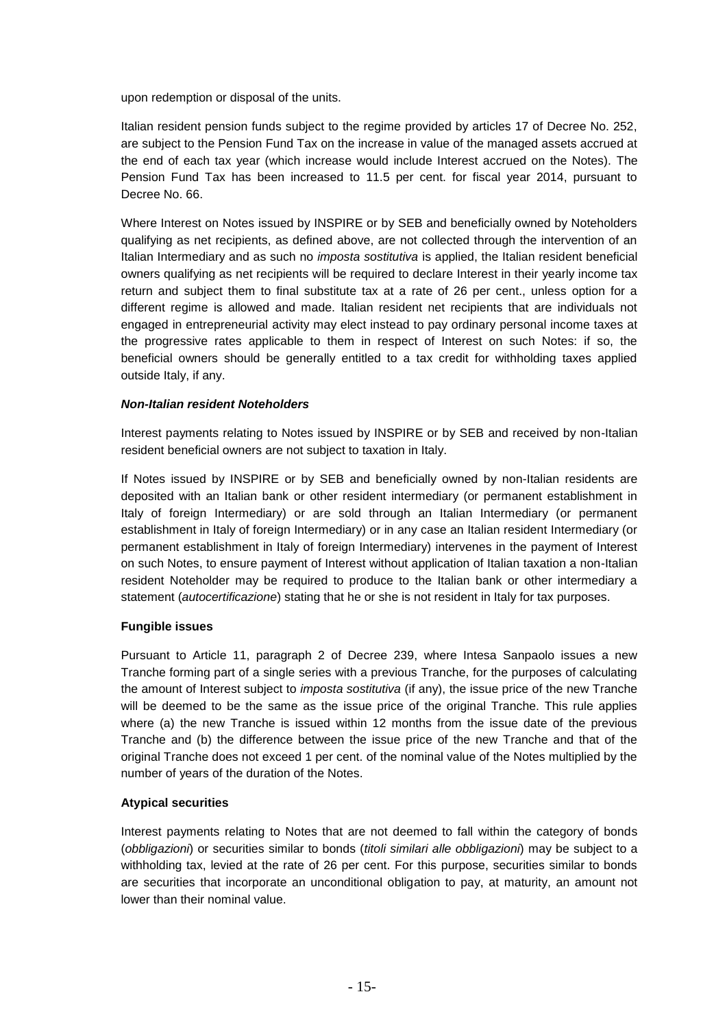upon redemption or disposal of the units.

Italian resident pension funds subject to the regime provided by articles 17 of Decree No. 252, are subject to the Pension Fund Tax on the increase in value of the managed assets accrued at the end of each tax year (which increase would include Interest accrued on the Notes). The Pension Fund Tax has been increased to 11.5 per cent. for fiscal year 2014, pursuant to Decree No. 66.

Where Interest on Notes issued by INSPIRE or by SEB and beneficially owned by Noteholders qualifying as net recipients, as defined above, are not collected through the intervention of an Italian Intermediary and as such no *imposta sostitutiva* is applied, the Italian resident beneficial owners qualifying as net recipients will be required to declare Interest in their yearly income tax return and subject them to final substitute tax at a rate of 26 per cent., unless option for a different regime is allowed and made. Italian resident net recipients that are individuals not engaged in entrepreneurial activity may elect instead to pay ordinary personal income taxes at the progressive rates applicable to them in respect of Interest on such Notes: if so, the beneficial owners should be generally entitled to a tax credit for withholding taxes applied outside Italy, if any.

***Non-Italian resident Noteholders***

Interest payments relating to Notes issued by INSPIRE or by SEB and received by non-Italian resident beneficial owners are not subject to taxation in Italy.

If Notes issued by INSPIRE or by SEB and beneficially owned by non-Italian residents are deposited with an Italian bank or other resident intermediary (or permanent establishment in Italy of foreign Intermediary) or are sold through an Italian Intermediary (or permanent establishment in Italy of foreign Intermediary) or in any case an Italian resident Intermediary (or permanent establishment in Italy of foreign Intermediary) intervenes in the payment of Interest on such Notes, to ensure payment of Interest without application of Italian taxation a non-Italian resident Noteholder may be required to produce to the Italian bank or other intermediary a statement (*autocertificazione*) stating that he or she is not resident in Italy for tax purposes.

**Fungible issues**

Pursuant to Article 11, paragraph 2 of Decree 239, where Intesa Sanpaolo issues a new Tranche forming part of a single series with a previous Tranche, for the purposes of calculating the amount of Interest subject to *imposta sostitutiva* (if any), the issue price of the new Tranche will be deemed to be the same as the issue price of the original Tranche. This rule applies where (a) the new Tranche is issued within 12 months from the issue date of the previous Tranche and (b) the difference between the issue price of the new Tranche and that of the original Tranche does not exceed 1 per cent. of the nominal value of the Notes multiplied by the number of years of the duration of the Notes.

**Atypical securities**

Interest payments relating to Notes that are not deemed to fall within the category of bonds (*obbligazioni*) or securities similar to bonds (*titoli similari alle obbligazioni*) may be subject to a withholding tax, levied at the rate of 26 per cent. For this purpose, securities similar to bonds are securities that incorporate an unconditional obligation to pay, at maturity, an amount not lower than their nominal value.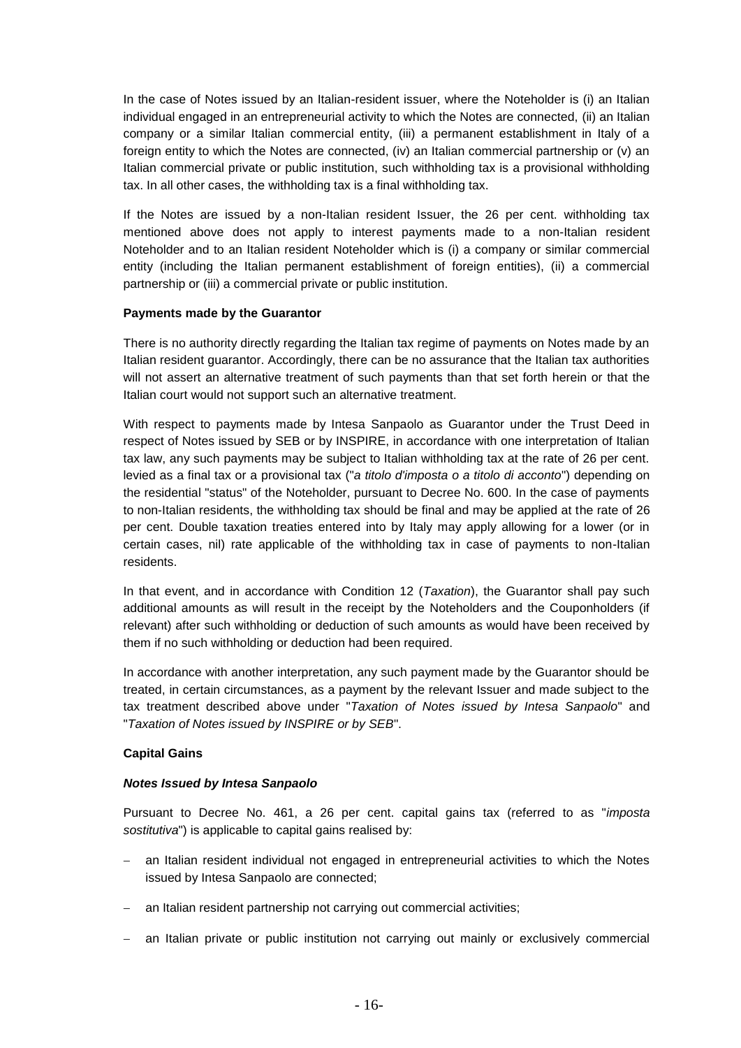In the case of Notes issued by an Italian-resident issuer, where the Noteholder is (i) an Italian individual engaged in an entrepreneurial activity to which the Notes are connected, (ii) an Italian company or a similar Italian commercial entity, (iii) a permanent establishment in Italy of a foreign entity to which the Notes are connected, (iv) an Italian commercial partnership or (v) an Italian commercial private or public institution, such withholding tax is a provisional withholding tax. In all other cases, the withholding tax is a final withholding tax.

If the Notes are issued by a non-Italian resident Issuer, the 26 per cent. withholding tax mentioned above does not apply to interest payments made to a non-Italian resident Noteholder and to an Italian resident Noteholder which is (i) a company or similar commercial entity (including the Italian permanent establishment of foreign entities), (ii) a commercial partnership or (iii) a commercial private or public institution.

**Payments made by the Guarantor**

There is no authority directly regarding the Italian tax regime of payments on Notes made by an Italian resident guarantor. Accordingly, there can be no assurance that the Italian tax authorities will not assert an alternative treatment of such payments than that set forth herein or that the Italian court would not support such an alternative treatment.

With respect to payments made by Intesa Sanpaolo as Guarantor under the Trust Deed in respect of Notes issued by SEB or by INSPIRE, in accordance with one interpretation of Italian tax law, any such payments may be subject to Italian withholding tax at the rate of 26 per cent. levied as a final tax or a provisional tax ("*a titolo d'imposta o a titolo di acconto*") depending on the residential "status" of the Noteholder, pursuant to Decree No. 600. In the case of payments to non-Italian residents, the withholding tax should be final and may be applied at the rate of 26 per cent. Double taxation treaties entered into by Italy may apply allowing for a lower (or in certain cases, nil) rate applicable of the withholding tax in case of payments to non-Italian residents.

In that event, and in accordance with Condition 12 (*Taxation*), the Guarantor shall pay such additional amounts as will result in the receipt by the Noteholders and the Couponholders (if relevant) after such withholding or deduction of such amounts as would have been received by them if no such withholding or deduction had been required.

In accordance with another interpretation, any such payment made by the Guarantor should be treated, in certain circumstances, as a payment by the relevant Issuer and made subject to the tax treatment described above under "*Taxation of Notes issued by Intesa Sanpaolo*" and "*Taxation of Notes issued by INSPIRE or by SEB*".

**Capital Gains**

***Notes Issued by Intesa Sanpaolo***

Pursuant to Decree No. 461, a 26 per cent. capital gains tax (referred to as "*imposta sostitutiva*") is applicable to capital gains realised by:

- an Italian resident individual not engaged in entrepreneurial activities to which the Notes issued by Intesa Sanpaolo are connected;
- an Italian resident partnership not carrying out commercial activities;
- an Italian private or public institution not carrying out mainly or exclusively commercial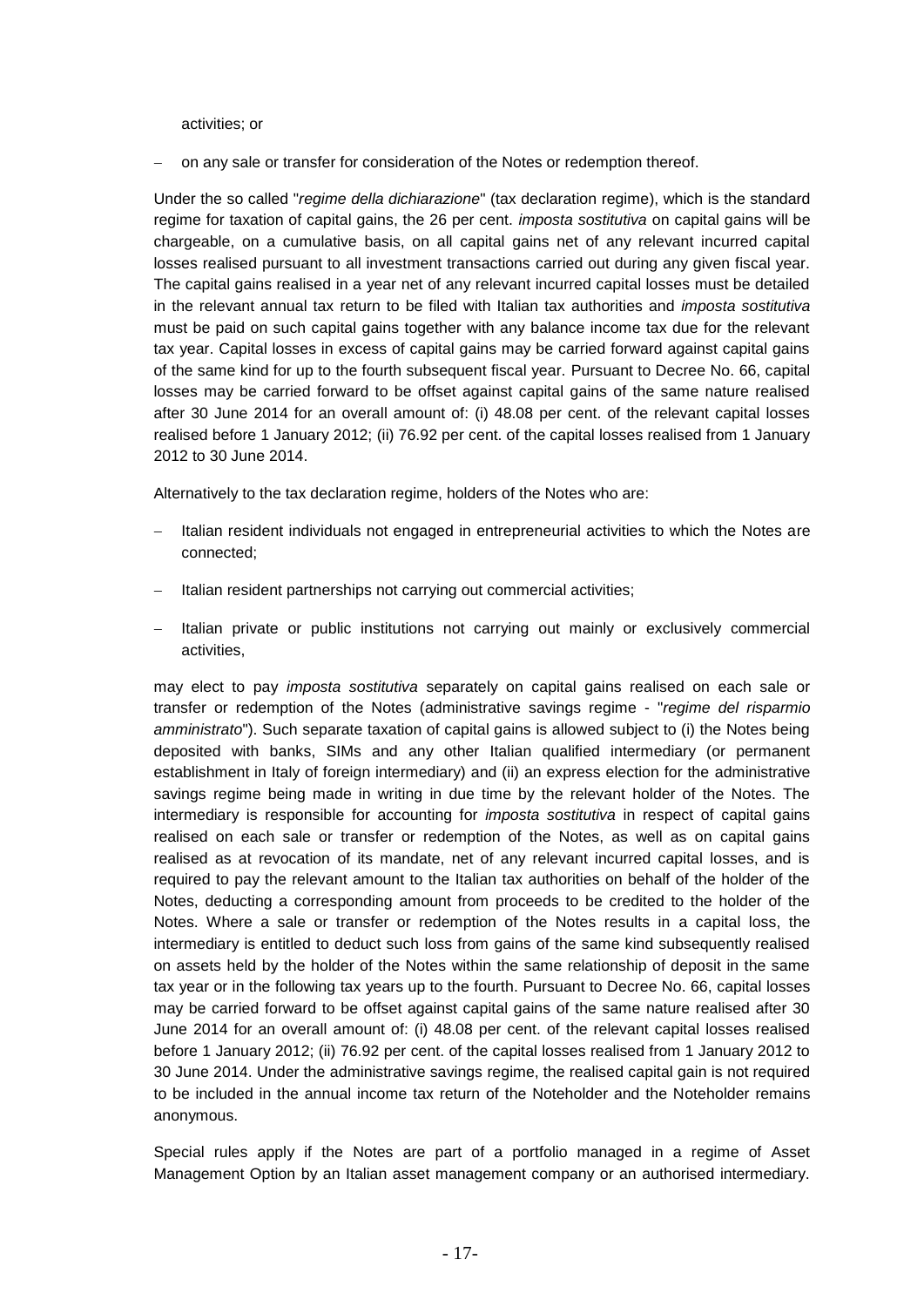activities; or

- on any sale or transfer for consideration of the Notes or redemption thereof.

Under the so called "*regime della dichiarazione*" (tax declaration regime), which is the standard regime for taxation of capital gains, the 26 per cent. *imposta sostitutiva* on capital gains will be chargeable, on a cumulative basis, on all capital gains net of any relevant incurred capital losses realised pursuant to all investment transactions carried out during any given fiscal year. The capital gains realised in a year net of any relevant incurred capital losses must be detailed in the relevant annual tax return to be filed with Italian tax authorities and *imposta sostitutiva* must be paid on such capital gains together with any balance income tax due for the relevant tax year. Capital losses in excess of capital gains may be carried forward against capital gains of the same kind for up to the fourth subsequent fiscal year. Pursuant to Decree No. 66, capital losses may be carried forward to be offset against capital gains of the same nature realised after 30 June 2014 for an overall amount of: (i) 48.08 per cent. of the relevant capital losses realised before 1 January 2012; (ii) 76.92 per cent. of the capital losses realised from 1 January 2012 to 30 June 2014.

Alternatively to the tax declaration regime, holders of the Notes who are:

- Italian resident individuals not engaged in entrepreneurial activities to which the Notes are connected;
- Italian resident partnerships not carrying out commercial activities;
- Italian private or public institutions not carrying out mainly or exclusively commercial activities,

may elect to pay *imposta sostitutiva* separately on capital gains realised on each sale or transfer or redemption of the Notes (administrative savings regime - "*regime del risparmio amministrato*"). Such separate taxation of capital gains is allowed subject to (i) the Notes being deposited with banks, SIMs and any other Italian qualified intermediary (or permanent establishment in Italy of foreign intermediary) and (ii) an express election for the administrative savings regime being made in writing in due time by the relevant holder of the Notes. The intermediary is responsible for accounting for *imposta sostitutiva* in respect of capital gains realised on each sale or transfer or redemption of the Notes, as well as on capital gains realised as at revocation of its mandate, net of any relevant incurred capital losses, and is required to pay the relevant amount to the Italian tax authorities on behalf of the holder of the Notes, deducting a corresponding amount from proceeds to be credited to the holder of the Notes. Where a sale or transfer or redemption of the Notes results in a capital loss, the intermediary is entitled to deduct such loss from gains of the same kind subsequently realised on assets held by the holder of the Notes within the same relationship of deposit in the same tax year or in the following tax years up to the fourth. Pursuant to Decree No. 66, capital losses may be carried forward to be offset against capital gains of the same nature realised after 30 June 2014 for an overall amount of: (i) 48.08 per cent. of the relevant capital losses realised before 1 January 2012; (ii) 76.92 per cent. of the capital losses realised from 1 January 2012 to 30 June 2014. Under the administrative savings regime, the realised capital gain is not required to be included in the annual income tax return of the Noteholder and the Noteholder remains anonymous.

Special rules apply if the Notes are part of a portfolio managed in a regime of Asset Management Option by an Italian asset management company or an authorised intermediary.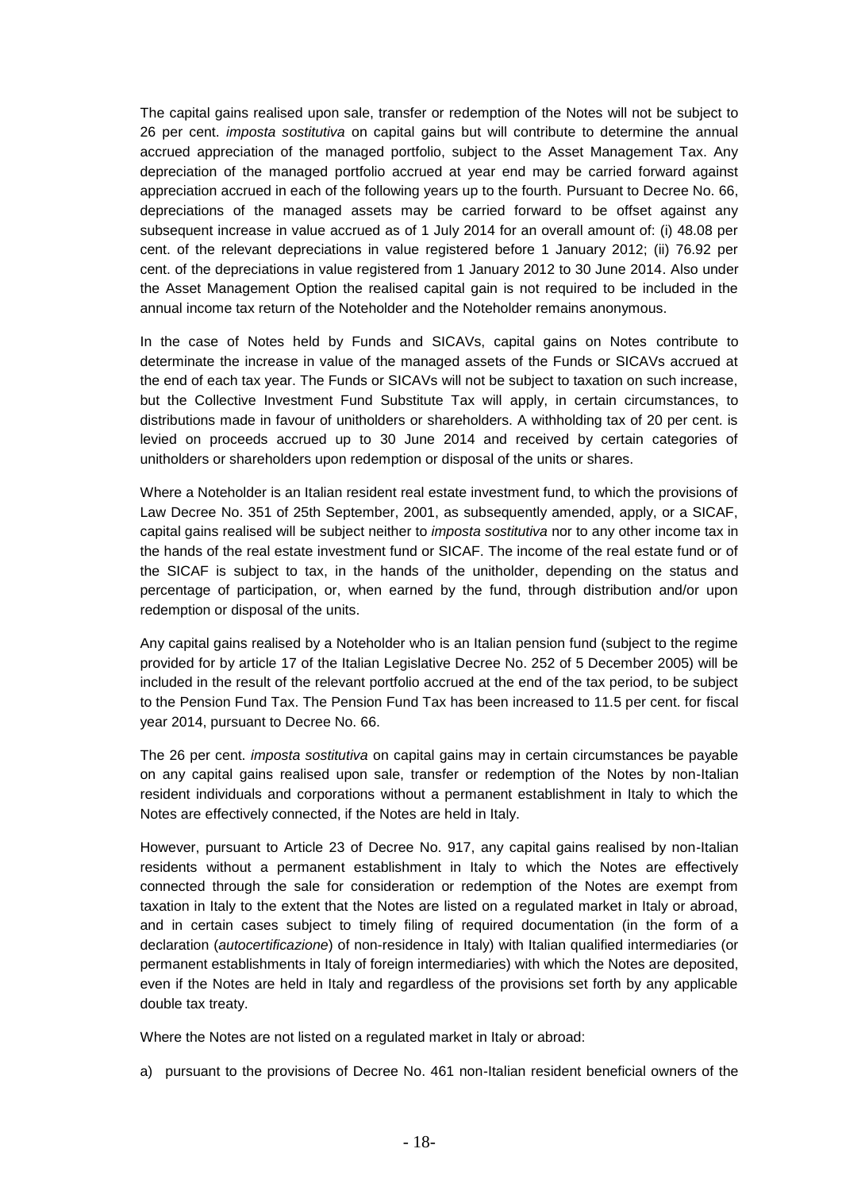The capital gains realised upon sale, transfer or redemption of the Notes will not be subject to 26 per cent. *imposta sostitutiva* on capital gains but will contribute to determine the annual accrued appreciation of the managed portfolio, subject to the Asset Management Tax. Any depreciation of the managed portfolio accrued at year end may be carried forward against appreciation accrued in each of the following years up to the fourth. Pursuant to Decree No. 66, depreciations of the managed assets may be carried forward to be offset against any subsequent increase in value accrued as of 1 July 2014 for an overall amount of: (i) 48.08 per cent. of the relevant depreciations in value registered before 1 January 2012; (ii) 76.92 per cent. of the depreciations in value registered from 1 January 2012 to 30 June 2014. Also under the Asset Management Option the realised capital gain is not required to be included in the annual income tax return of the Noteholder and the Noteholder remains anonymous.

In the case of Notes held by Funds and SICAVs, capital gains on Notes contribute to determinate the increase in value of the managed assets of the Funds or SICAVs accrued at the end of each tax year. The Funds or SICAVs will not be subject to taxation on such increase, but the Collective Investment Fund Substitute Tax will apply, in certain circumstances, to distributions made in favour of unitholders or shareholders. A withholding tax of 20 per cent. is levied on proceeds accrued up to 30 June 2014 and received by certain categories of unitholders or shareholders upon redemption or disposal of the units or shares.

Where a Noteholder is an Italian resident real estate investment fund, to which the provisions of Law Decree No. 351 of 25th September, 2001, as subsequently amended, apply, or a SICAF, capital gains realised will be subject neither to *imposta sostitutiva* nor to any other income tax in the hands of the real estate investment fund or SICAF. The income of the real estate fund or of the SICAF is subject to tax, in the hands of the unitholder, depending on the status and percentage of participation, or, when earned by the fund, through distribution and/or upon redemption or disposal of the units.

Any capital gains realised by a Noteholder who is an Italian pension fund (subject to the regime provided for by article 17 of the Italian Legislative Decree No. 252 of 5 December 2005) will be included in the result of the relevant portfolio accrued at the end of the tax period, to be subject to the Pension Fund Tax. The Pension Fund Tax has been increased to 11.5 per cent. for fiscal year 2014, pursuant to Decree No. 66.

The 26 per cent. *imposta sostitutiva* on capital gains may in certain circumstances be payable on any capital gains realised upon sale, transfer or redemption of the Notes by non-Italian resident individuals and corporations without a permanent establishment in Italy to which the Notes are effectively connected, if the Notes are held in Italy.

However, pursuant to Article 23 of Decree No. 917, any capital gains realised by non-Italian residents without a permanent establishment in Italy to which the Notes are effectively connected through the sale for consideration or redemption of the Notes are exempt from taxation in Italy to the extent that the Notes are listed on a regulated market in Italy or abroad, and in certain cases subject to timely filing of required documentation (in the form of a declaration (*autocertificazione*) of non-residence in Italy) with Italian qualified intermediaries (or permanent establishments in Italy of foreign intermediaries) with which the Notes are deposited, even if the Notes are held in Italy and regardless of the provisions set forth by any applicable double tax treaty.

Where the Notes are not listed on a regulated market in Italy or abroad:

a) pursuant to the provisions of Decree No. 461 non-Italian resident beneficial owners of the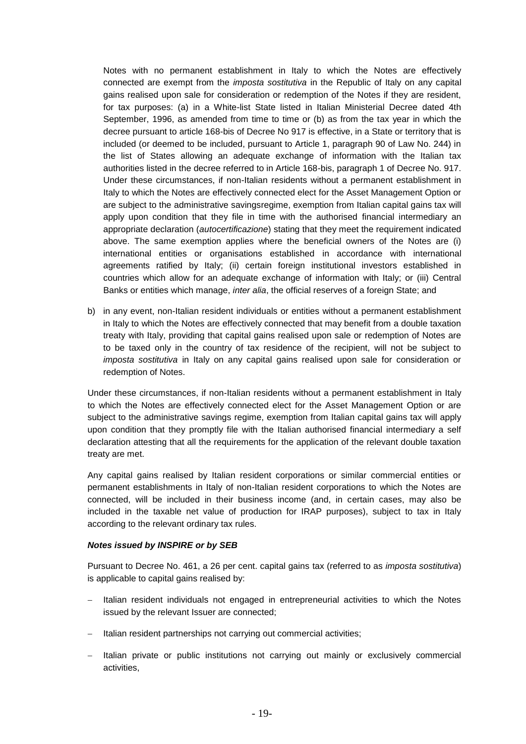Notes with no permanent establishment in Italy to which the Notes are effectively connected are exempt from the *imposta sostitutiva* in the Republic of Italy on any capital gains realised upon sale for consideration or redemption of the Notes if they are resident, for tax purposes: (a) in a White-list State listed in Italian Ministerial Decree dated 4th September, 1996, as amended from time to time or (b) as from the tax year in which the decree pursuant to article 168-bis of Decree No 917 is effective, in a State or territory that is included (or deemed to be included, pursuant to Article 1, paragraph 90 of Law No. 244) in the list of States allowing an adequate exchange of information with the Italian tax authorities listed in the decree referred to in Article 168-bis, paragraph 1 of Decree No. 917. Under these circumstances, if non-Italian residents without a permanent establishment in Italy to which the Notes are effectively connected elect for the Asset Management Option or are subject to the administrative savingsregime, exemption from Italian capital gains tax will apply upon condition that they file in time with the authorised financial intermediary an appropriate declaration (*autocertificazione*) stating that they meet the requirement indicated above. The same exemption applies where the beneficial owners of the Notes are (i) international entities or organisations established in accordance with international agreements ratified by Italy; (ii) certain foreign institutional investors established in countries which allow for an adequate exchange of information with Italy; or (iii) Central Banks or entities which manage, *inter alia*, the official reserves of a foreign State; and

b) in any event, non-Italian resident individuals or entities without a permanent establishment in Italy to which the Notes are effectively connected that may benefit from a double taxation treaty with Italy, providing that capital gains realised upon sale or redemption of Notes are to be taxed only in the country of tax residence of the recipient, will not be subject to *imposta sostitutiva* in Italy on any capital gains realised upon sale for consideration or redemption of Notes.

Under these circumstances, if non-Italian residents without a permanent establishment in Italy to which the Notes are effectively connected elect for the Asset Management Option or are subject to the administrative savings regime, exemption from Italian capital gains tax will apply upon condition that they promptly file with the Italian authorised financial intermediary a self declaration attesting that all the requirements for the application of the relevant double taxation treaty are met.

Any capital gains realised by Italian resident corporations or similar commercial entities or permanent establishments in Italy of non-Italian resident corporations to which the Notes are connected, will be included in their business income (and, in certain cases, may also be included in the taxable net value of production for IRAP purposes), subject to tax in Italy according to the relevant ordinary tax rules.

***Notes issued by INSPIRE or by SEB***

Pursuant to Decree No. 461, a 26 per cent. capital gains tax (referred to as *imposta sostitutiva*) is applicable to capital gains realised by:

- Italian resident individuals not engaged in entrepreneurial activities to which the Notes issued by the relevant Issuer are connected;
- Italian resident partnerships not carrying out commercial activities;
- Italian private or public institutions not carrying out mainly or exclusively commercial activities,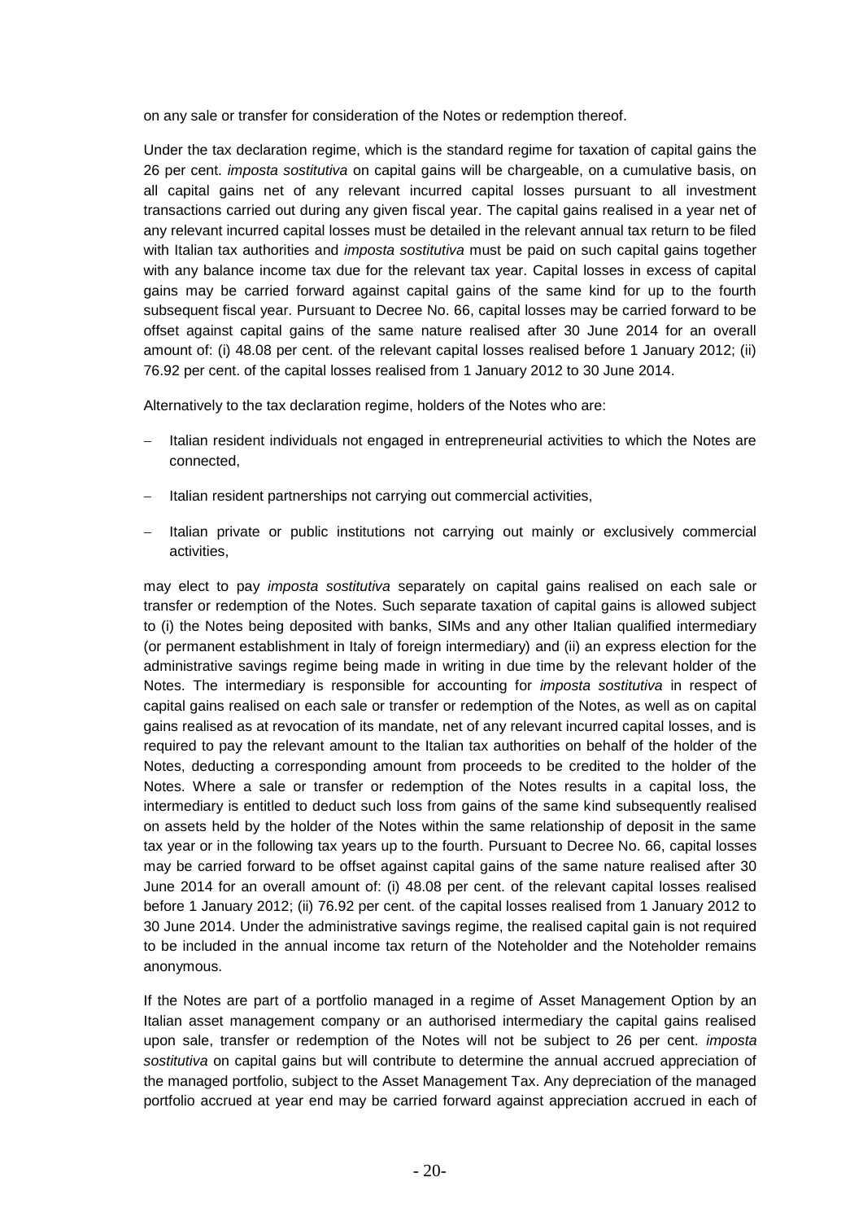on any sale or transfer for consideration of the Notes or redemption thereof.

Under the tax declaration regime, which is the standard regime for taxation of capital gains the 26 per cent. *imposta sostitutiva* on capital gains will be chargeable, on a cumulative basis, on all capital gains net of any relevant incurred capital losses pursuant to all investment transactions carried out during any given fiscal year. The capital gains realised in a year net of any relevant incurred capital losses must be detailed in the relevant annual tax return to be filed with Italian tax authorities and *imposta sostitutiva* must be paid on such capital gains together with any balance income tax due for the relevant tax year. Capital losses in excess of capital gains may be carried forward against capital gains of the same kind for up to the fourth subsequent fiscal year. Pursuant to Decree No. 66, capital losses may be carried forward to be offset against capital gains of the same nature realised after 30 June 2014 for an overall amount of: (i) 48.08 per cent. of the relevant capital losses realised before 1 January 2012; (ii) 76.92 per cent. of the capital losses realised from 1 January 2012 to 30 June 2014.

Alternatively to the tax declaration regime, holders of the Notes who are:

- Italian resident individuals not engaged in entrepreneurial activities to which the Notes are connected,
- Italian resident partnerships not carrying out commercial activities,
- Italian private or public institutions not carrying out mainly or exclusively commercial activities,

may elect to pay *imposta sostitutiva* separately on capital gains realised on each sale or transfer or redemption of the Notes. Such separate taxation of capital gains is allowed subject to (i) the Notes being deposited with banks, SIMs and any other Italian qualified intermediary (or permanent establishment in Italy of foreign intermediary) and (ii) an express election for the administrative savings regime being made in writing in due time by the relevant holder of the Notes. The intermediary is responsible for accounting for *imposta sostitutiva* in respect of capital gains realised on each sale or transfer or redemption of the Notes, as well as on capital gains realised as at revocation of its mandate, net of any relevant incurred capital losses, and is required to pay the relevant amount to the Italian tax authorities on behalf of the holder of the Notes, deducting a corresponding amount from proceeds to be credited to the holder of the Notes. Where a sale or transfer or redemption of the Notes results in a capital loss, the intermediary is entitled to deduct such loss from gains of the same kind subsequently realised on assets held by the holder of the Notes within the same relationship of deposit in the same tax year or in the following tax years up to the fourth. Pursuant to Decree No. 66, capital losses may be carried forward to be offset against capital gains of the same nature realised after 30 June 2014 for an overall amount of: (i) 48.08 per cent. of the relevant capital losses realised before 1 January 2012; (ii) 76.92 per cent. of the capital losses realised from 1 January 2012 to 30 June 2014. Under the administrative savings regime, the realised capital gain is not required to be included in the annual income tax return of the Noteholder and the Noteholder remains anonymous.

If the Notes are part of a portfolio managed in a regime of Asset Management Option by an Italian asset management company or an authorised intermediary the capital gains realised upon sale, transfer or redemption of the Notes will not be subject to 26 per cent. *imposta sostitutiva* on capital gains but will contribute to determine the annual accrued appreciation of the managed portfolio, subject to the Asset Management Tax. Any depreciation of the managed portfolio accrued at year end may be carried forward against appreciation accrued in each of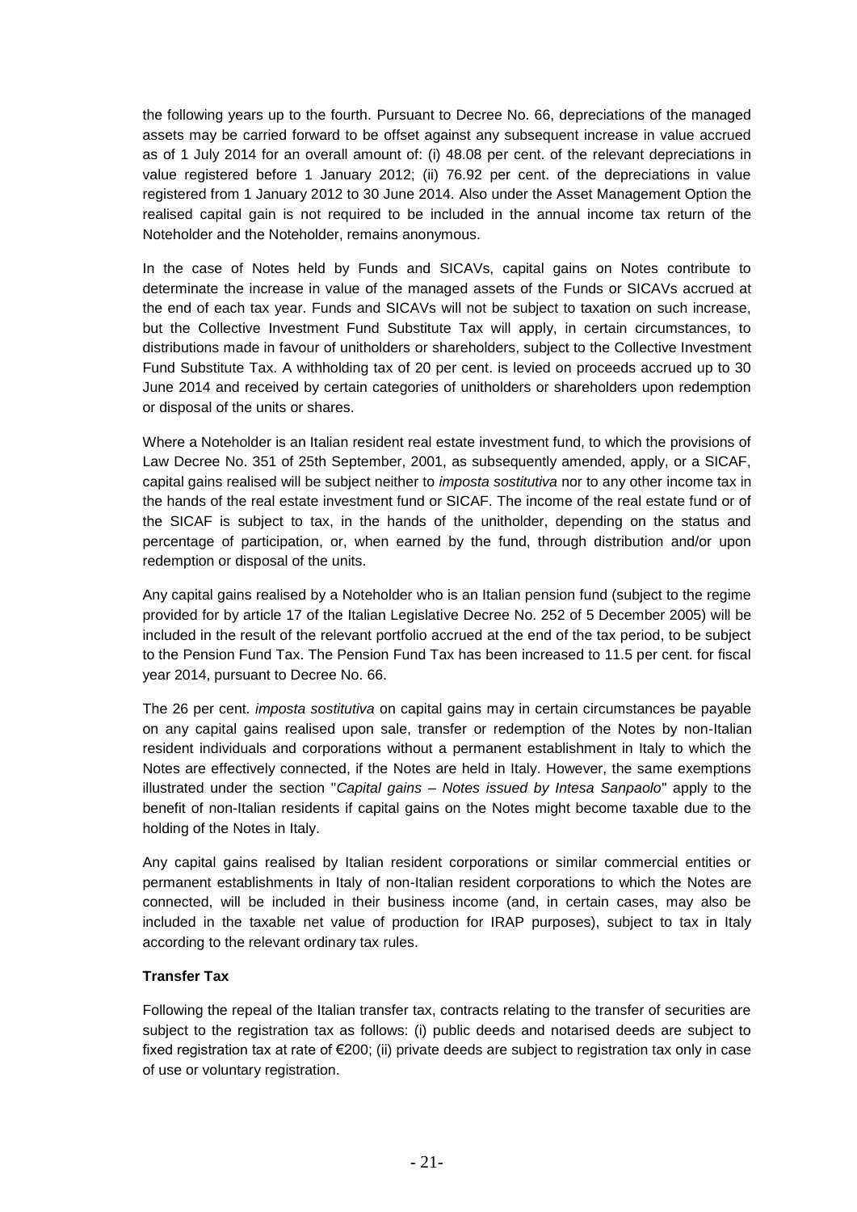the following years up to the fourth. Pursuant to Decree No. 66, depreciations of the managed assets may be carried forward to be offset against any subsequent increase in value accrued as of 1 July 2014 for an overall amount of: (i) 48.08 per cent. of the relevant depreciations in value registered before 1 January 2012; (ii) 76.92 per cent. of the depreciations in value registered from 1 January 2012 to 30 June 2014. Also under the Asset Management Option the realised capital gain is not required to be included in the annual income tax return of the Noteholder and the Noteholder, remains anonymous.

In the case of Notes held by Funds and SICAVs, capital gains on Notes contribute to determinate the increase in value of the managed assets of the Funds or SICAVs accrued at the end of each tax year. Funds and SICAVs will not be subject to taxation on such increase, but the Collective Investment Fund Substitute Tax will apply, in certain circumstances, to distributions made in favour of unitholders or shareholders, subject to the Collective Investment Fund Substitute Tax. A withholding tax of 20 per cent. is levied on proceeds accrued up to 30 June 2014 and received by certain categories of unitholders or shareholders upon redemption or disposal of the units or shares.

Where a Noteholder is an Italian resident real estate investment fund, to which the provisions of Law Decree No. 351 of 25th September, 2001, as subsequently amended, apply, or a SICAF, capital gains realised will be subject neither to *imposta sostitutiva* nor to any other income tax in the hands of the real estate investment fund or SICAF. The income of the real estate fund or of the SICAF is subject to tax, in the hands of the unitholder, depending on the status and percentage of participation, or, when earned by the fund, through distribution and/or upon redemption or disposal of the units.

Any capital gains realised by a Noteholder who is an Italian pension fund (subject to the regime provided for by article 17 of the Italian Legislative Decree No. 252 of 5 December 2005) will be included in the result of the relevant portfolio accrued at the end of the tax period, to be subject to the Pension Fund Tax. The Pension Fund Tax has been increased to 11.5 per cent. for fiscal year 2014, pursuant to Decree No. 66.

The 26 per cent. *imposta sostitutiva* on capital gains may in certain circumstances be payable on any capital gains realised upon sale, transfer or redemption of the Notes by non-Italian resident individuals and corporations without a permanent establishment in Italy to which the Notes are effectively connected, if the Notes are held in Italy. However, the same exemptions illustrated under the section "*Capital gains – Notes issued by Intesa Sanpaolo*" apply to the benefit of non-Italian residents if capital gains on the Notes might become taxable due to the holding of the Notes in Italy.

Any capital gains realised by Italian resident corporations or similar commercial entities or permanent establishments in Italy of non-Italian resident corporations to which the Notes are connected, will be included in their business income (and, in certain cases, may also be included in the taxable net value of production for IRAP purposes), subject to tax in Italy according to the relevant ordinary tax rules.

**Transfer Tax**

Following the repeal of the Italian transfer tax, contracts relating to the transfer of securities are subject to the registration tax as follows: (i) public deeds and notarised deeds are subject to fixed registration tax at rate of €200; (ii) private deeds are subject to registration tax only in case of use or voluntary registration.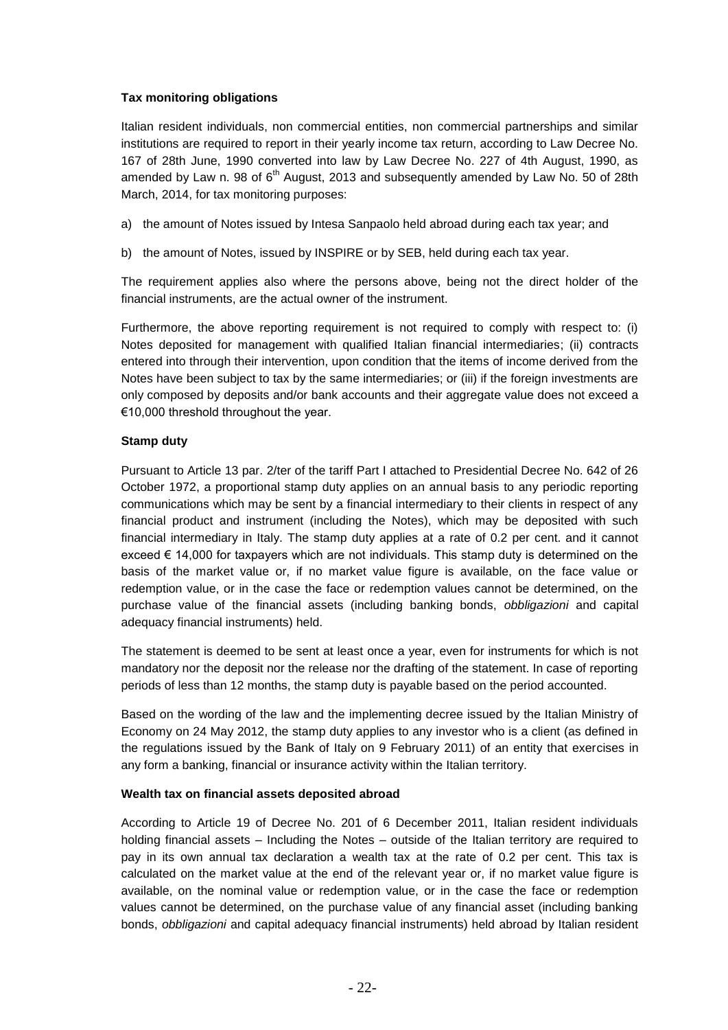**Tax monitoring obligations**

Italian resident individuals, non commercial entities, non commercial partnerships and similar institutions are required to report in their yearly income tax return, according to Law Decree No. 167 of 28th June, 1990 converted into law by Law Decree No. 227 of 4th August, 1990, as amended by Law n. 98 of 6th August, 2013 and subsequently amended by Law No. 50 of 28th March, 2014, for tax monitoring purposes:

a) the amount of Notes issued by Intesa Sanpaolo held abroad during each tax year; and

b) the amount of Notes, issued by INSPIRE or by SEB, held during each tax year.

The requirement applies also where the persons above, being not the direct holder of the financial instruments, are the actual owner of the instrument.

Furthermore, the above reporting requirement is not required to comply with respect to: (i) Notes deposited for management with qualified Italian financial intermediaries; (ii) contracts entered into through their intervention, upon condition that the items of income derived from the Notes have been subject to tax by the same intermediaries; or (iii) if the foreign investments are only composed by deposits and/or bank accounts and their aggregate value does not exceed a €10,000 threshold throughout the year.

**Stamp duty**

Pursuant to Article 13 par. 2/ter of the tariff Part I attached to Presidential Decree No. 642 of 26 October 1972, a proportional stamp duty applies on an annual basis to any periodic reporting communications which may be sent by a financial intermediary to their clients in respect of any financial product and instrument (including the Notes), which may be deposited with such financial intermediary in Italy. The stamp duty applies at a rate of 0.2 per cent. and it cannot exceed € 14,000 for taxpayers which are not individuals. This stamp duty is determined on the basis of the market value or, if no market value figure is available, on the face value or redemption value, or in the case the face or redemption values cannot be determined, on the purchase value of the financial assets (including banking bonds, *obbligazioni* and capital adequacy financial instruments) held.

The statement is deemed to be sent at least once a year, even for instruments for which is not mandatory nor the deposit nor the release nor the drafting of the statement. In case of reporting periods of less than 12 months, the stamp duty is payable based on the period accounted.

Based on the wording of the law and the implementing decree issued by the Italian Ministry of Economy on 24 May 2012, the stamp duty applies to any investor who is a client (as defined in the regulations issued by the Bank of Italy on 9 February 2011) of an entity that exercises in any form a banking, financial or insurance activity within the Italian territory.

**Wealth tax on financial assets deposited abroad**

According to Article 19 of Decree No. 201 of 6 December 2011, Italian resident individuals holding financial assets – Including the Notes – outside of the Italian territory are required to pay in its own annual tax declaration a wealth tax at the rate of 0.2 per cent. This tax is calculated on the market value at the end of the relevant year or, if no market value figure is available, on the nominal value or redemption value, or in the case the face or redemption values cannot be determined, on the purchase value of any financial asset (including banking bonds, *obbligazioni* and capital adequacy financial instruments) held abroad by Italian resident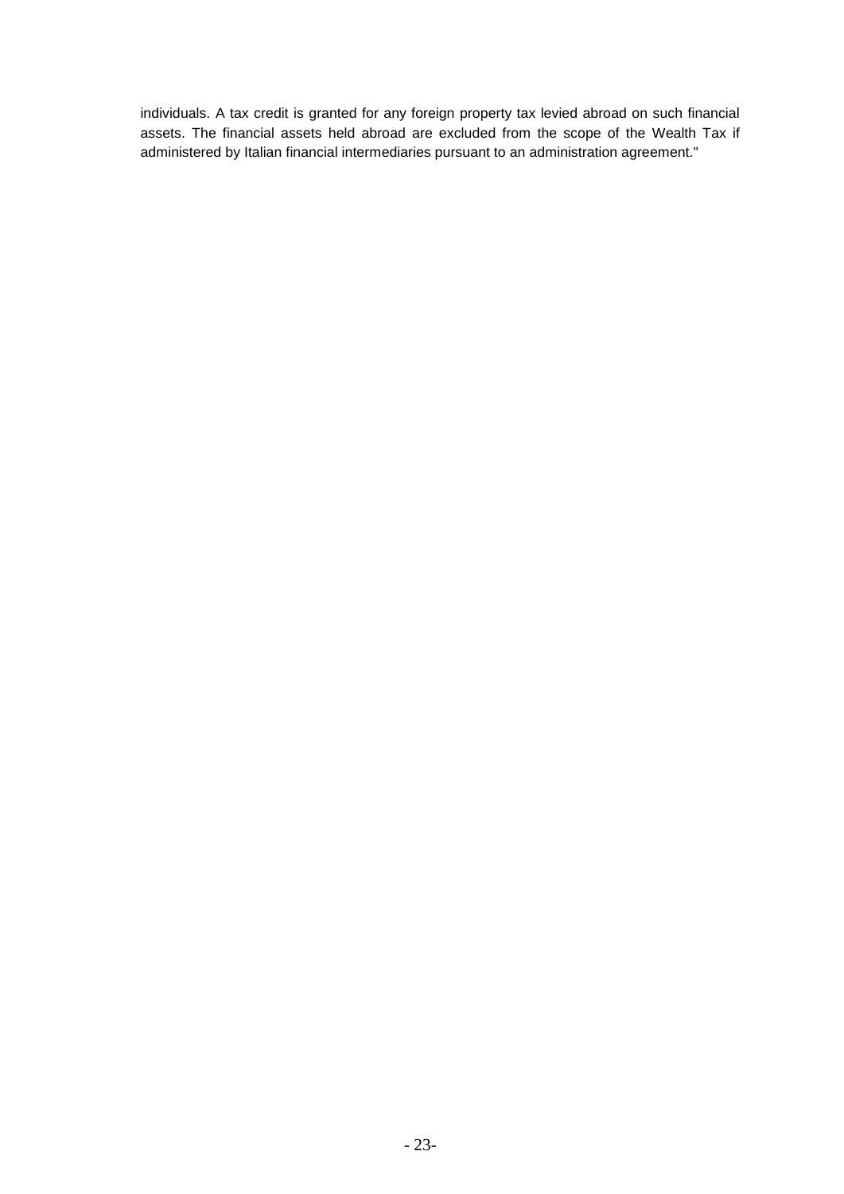individuals. A tax credit is granted for any foreign property tax levied abroad on such financial assets. The financial assets held abroad are excluded from the scope of the Wealth Tax if administered by Italian financial intermediaries pursuant to an administration agreement."